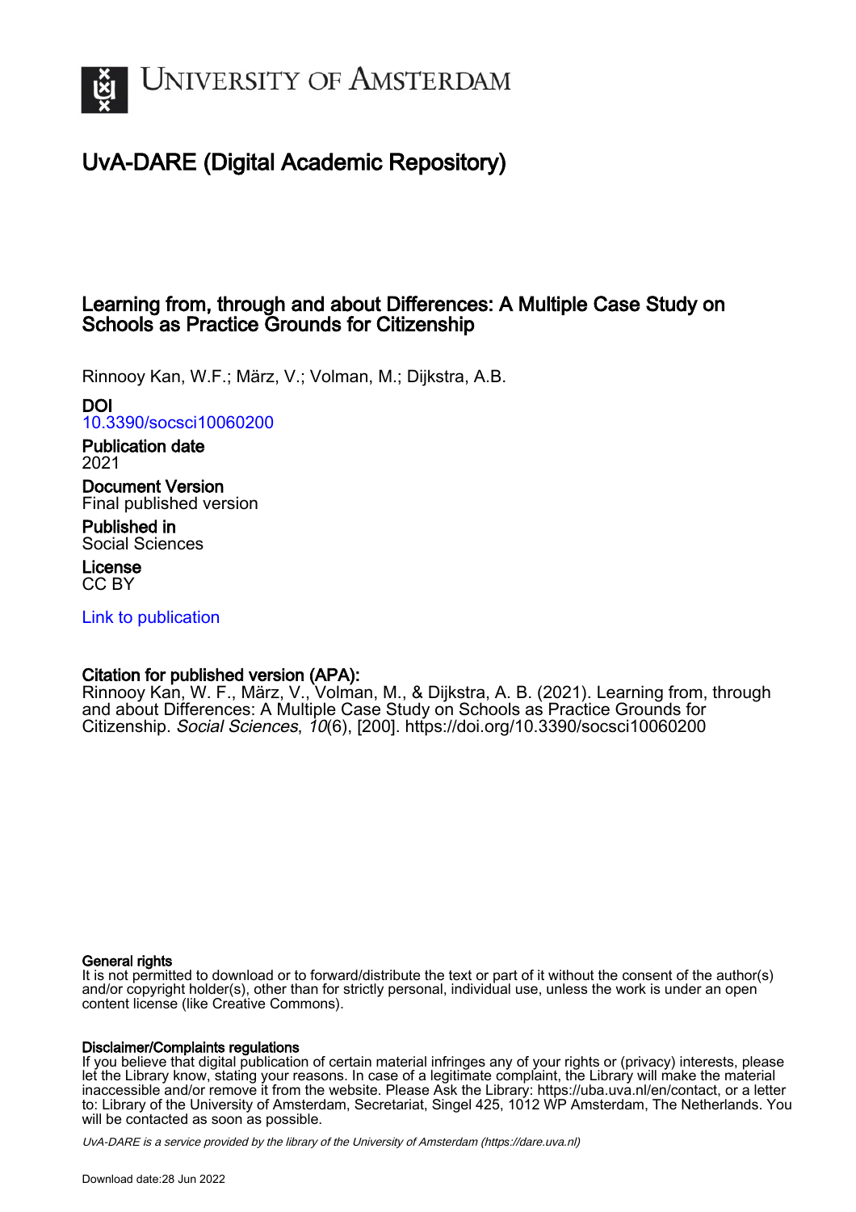# UvA-DARE (Digital Academic Repository)

## Learning from, through and about Differences: A Multiple Case Study on Schools as Practice Grounds for Citizenship

Rinnooy Kan, W.F.; März, V.; Volman, M.; Dijkstra, A.B.

**DOI**
10.3390/socsci10060200

**Publication date**
2021

**Document Version**
Final published version

**Published in**
Social Sciences

**License**
CC BY

Link to publication

**Citation for published version (APA):**
Rinnooy Kan, W. F., März, V., Volman, M., & Dijkstra, A. B. (2021). Learning from, through and about Differences: A Multiple Case Study on Schools as Practice Grounds for Citizenship. *Social Sciences*, *10*(6), [200]. https://doi.org/10.3390/socsci10060200

**General rights**
It is not permitted to download or to forward/distribute the text or part of it without the consent of the author(s) and/or copyright holder(s), other than for strictly personal, individual use, unless the work is under an open content license (like Creative Commons).

**Disclaimer/Complaints regulations**
If you believe that digital publication of certain material infringes any of your rights or (privacy) interests, please let the Library know, stating your reasons. In case of a legitimate complaint, the Library will make the material inaccessible and/or remove it from the website. Please Ask the Library: https://uba.uva.nl/en/contact, or a letter to: Library of the University of Amsterdam, Secretariat, Singel 425, 1012 WP Amsterdam, The Netherlands. You will be contacted as soon as possible.

*UvA-DARE is a service provided by the library of the University of Amsterdam (https://dare.uva.nl)*

Download date:28 Jun 2022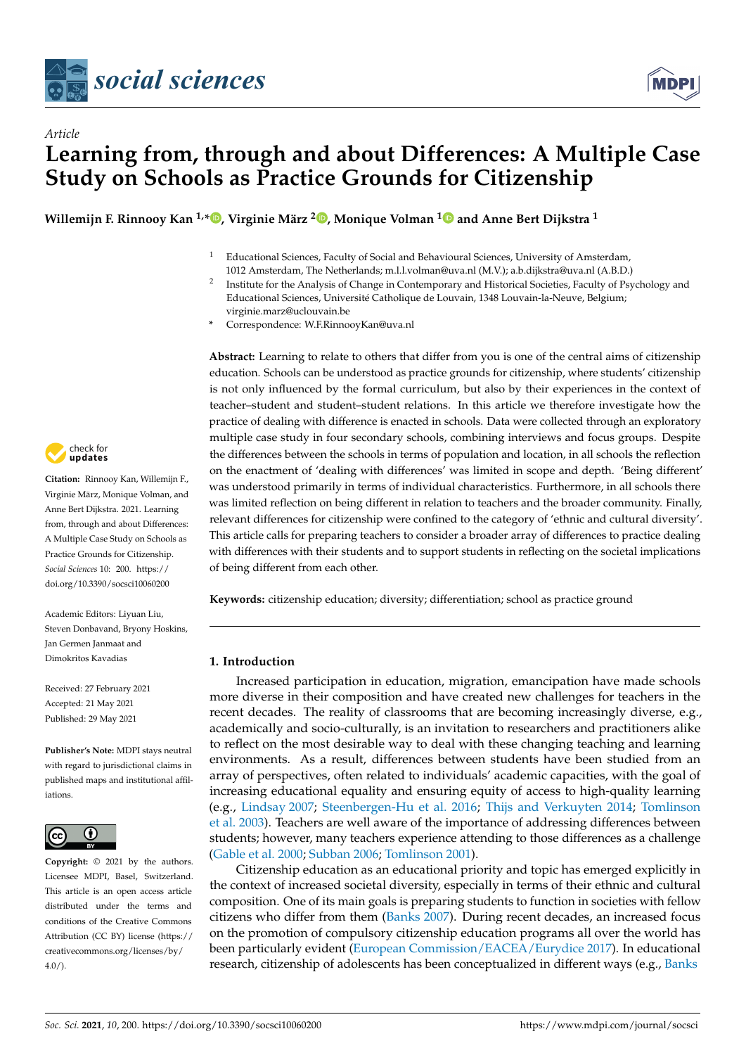Article

# Learning from, through and about Differences: A Multiple Case Study on Schools as Practice Grounds for Citizenship

**Willemijn F. Rinnooy Kan [1,*], Virginie März [2], Monique Volman [1] and Anne Bert Dijkstra [1]**

[1] Educational Sciences, Faculty of Social and Behavioural Sciences, University of Amsterdam, 1012 Amsterdam, The Netherlands; m.l.l.volman@uva.nl (M.V.); a.b.dijkstra@uva.nl (A.B.D.)

[2] Institute for the Analysis of Change in Contemporary and Historical Societies, Faculty of Psychology and Educational Sciences, Université Catholique de Louvain, 1348 Louvain-la-Neuve, Belgium; virginie.marz@uclouvain.be

\* Correspondence: W.F.RinnooyKan@uva.nl

**Abstract:** Learning to relate to others that differ from you is one of the central aims of citizenship education. Schools can be understood as practice grounds for citizenship, where students' citizenship is not only influenced by the formal curriculum, but also by their experiences in the context of teacher–student and student–student relations. In this article we therefore investigate how the practice of dealing with difference is enacted in schools. Data were collected through an exploratory multiple case study in four secondary schools, combining interviews and focus groups. Despite the differences between the schools in terms of population and location, in all schools the reflection on the enactment of 'dealing with differences' was limited in scope and depth. 'Being different' was understood primarily in terms of individual characteristics. Furthermore, in all schools there was limited reflection on being different in relation to teachers and the broader community. Finally, relevant differences for citizenship were confined to the category of 'ethnic and cultural diversity'. This article calls for preparing teachers to consider a broader array of differences to practice dealing with differences with their students and to support students in reflecting on the societal implications of being different from each other.

**Keywords:** citizenship education; diversity; differentiation; school as practice ground

**Citation:** Rinnooy Kan, Willemijn F., Virginie März, Monique Volman, and Anne Bert Dijkstra. 2021. Learning from, through and about Differences: A Multiple Case Study on Schools as Practice Grounds for Citizenship. *Social Sciences* 10: 200. https://doi.org/10.3390/socsci10060200

Academic Editors: Liyuan Liu, Steven Donbavand, Bryony Hoskins, Jan Germen Janmaat and Dimokritos Kavadias

Received: 27 February 2021
Accepted: 21 May 2021
Published: 29 May 2021

**Publisher's Note:** MDPI stays neutral with regard to jurisdictional claims in published maps and institutional affiliations.

**Copyright:** © 2021 by the authors. Licensee MDPI, Basel, Switzerland. This article is an open access article distributed under the terms and conditions of the Creative Commons Attribution (CC BY) license (https://creativecommons.org/licenses/by/4.0/).

## 1. Introduction

Increased participation in education, migration, emancipation have made schools more diverse in their composition and have created new challenges for teachers in the recent decades. The reality of classrooms that are becoming increasingly diverse, e.g., academically and socio-culturally, is an invitation to researchers and practitioners alike to reflect on the most desirable way to deal with these changing teaching and learning environments. As a result, differences between students have been studied from an array of perspectives, often related to individuals' academic capacities, with the goal of increasing educational equality and ensuring equity of access to high-quality learning (e.g., Lindsay 2007; Steenbergen-Hu et al. 2016; Thijs and Verkuyten 2014; Tomlinson et al. 2003). Teachers are well aware of the importance of addressing differences between students; however, many teachers experience attending to those differences as a challenge (Gable et al. 2000; Subban 2006; Tomlinson 2001).

Citizenship education as an educational priority and topic has emerged explicitly in the context of increased societal diversity, especially in terms of their ethnic and cultural composition. One of its main goals is preparing students to function in societies with fellow citizens who differ from them (Banks 2007). During recent decades, an increased focus on the promotion of compulsory citizenship education programs all over the world has been particularly evident (European Commission/EACEA/Eurydice 2017). In educational research, citizenship of adolescents has been conceptualized in different ways (e.g., Banks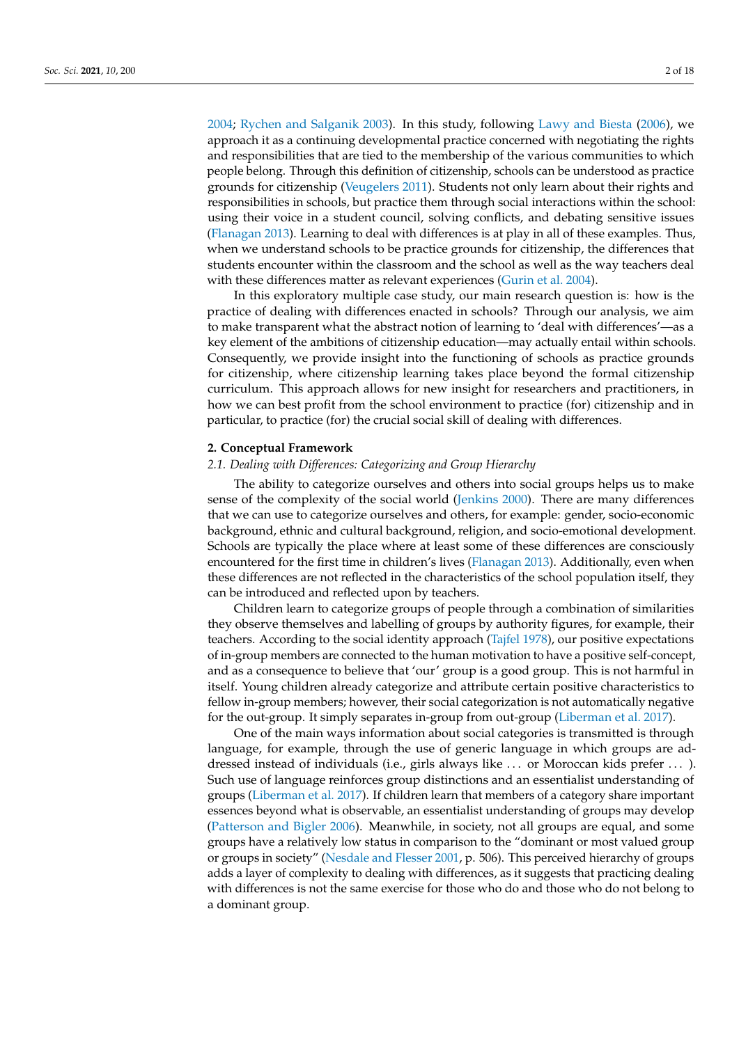2004; Rychen and Salganik 2003). In this study, following Lawy and Biesta (2006), we approach it as a continuing developmental practice concerned with negotiating the rights and responsibilities that are tied to the membership of the various communities to which people belong. Through this definition of citizenship, schools can be understood as practice grounds for citizenship (Veugelers 2011). Students not only learn about their rights and responsibilities in schools, but practice them through social interactions within the school: using their voice in a student council, solving conflicts, and debating sensitive issues (Flanagan 2013). Learning to deal with differences is at play in all of these examples. Thus, when we understand schools to be practice grounds for citizenship, the differences that students encounter within the classroom and the school as well as the way teachers deal with these differences matter as relevant experiences (Gurin et al. 2004).

In this exploratory multiple case study, our main research question is: how is the practice of dealing with differences enacted in schools? Through our analysis, we aim to make transparent what the abstract notion of learning to 'deal with differences'—as a key element of the ambitions of citizenship education—may actually entail within schools. Consequently, we provide insight into the functioning of schools as practice grounds for citizenship, where citizenship learning takes place beyond the formal citizenship curriculum. This approach allows for new insight for researchers and practitioners, in how we can best profit from the school environment to practice (for) citizenship and in particular, to practice (for) the crucial social skill of dealing with differences.

## 2. Conceptual Framework

### *2.1. Dealing with Differences: Categorizing and Group Hierarchy*

The ability to categorize ourselves and others into social groups helps us to make sense of the complexity of the social world (Jenkins 2000). There are many differences that we can use to categorize ourselves and others, for example: gender, socio-economic background, ethnic and cultural background, religion, and socio-emotional development. Schools are typically the place where at least some of these differences are consciously encountered for the first time in children's lives (Flanagan 2013). Additionally, even when these differences are not reflected in the characteristics of the school population itself, they can be introduced and reflected upon by teachers.

Children learn to categorize groups of people through a combination of similarities they observe themselves and labelling of groups by authority figures, for example, their teachers. According to the social identity approach (Tajfel 1978), our positive expectations of in-group members are connected to the human motivation to have a positive self-concept, and as a consequence to believe that 'our' group is a good group. This is not harmful in itself. Young children already categorize and attribute certain positive characteristics to fellow in-group members; however, their social categorization is not automatically negative for the out-group. It simply separates in-group from out-group (Liberman et al. 2017).

One of the main ways information about social categories is transmitted is through language, for example, through the use of generic language in which groups are addressed instead of individuals (i.e., girls always like ... or Moroccan kids prefer ... ). Such use of language reinforces group distinctions and an essentialist understanding of groups (Liberman et al. 2017). If children learn that members of a category share important essences beyond what is observable, an essentialist understanding of groups may develop (Patterson and Bigler 2006). Meanwhile, in society, not all groups are equal, and some groups have a relatively low status in comparison to the "dominant or most valued group or groups in society" (Nesdale and Flesser 2001, p. 506). This perceived hierarchy of groups adds a layer of complexity to dealing with differences, as it suggests that practicing dealing with differences is not the same exercise for those who do and those who do not belong to a dominant group.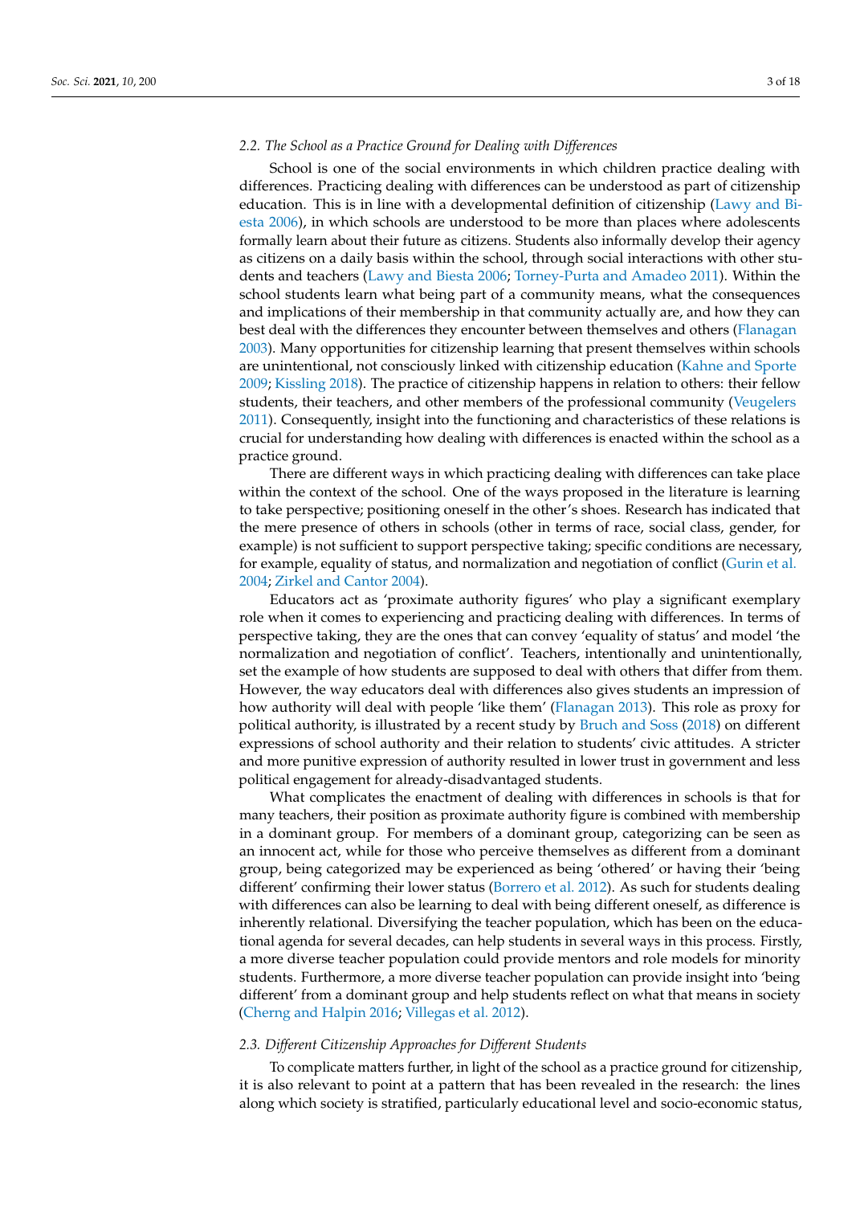### 2.2. The School as a Practice Ground for Dealing with Differences

School is one of the social environments in which children practice dealing with differences. Practicing dealing with differences can be understood as part of citizenship education. This is in line with a developmental definition of citizenship (Lawy and Biesta 2006), in which schools are understood to be more than places where adolescents formally learn about their future as citizens. Students also informally develop their agency as citizens on a daily basis within the school, through social interactions with other students and teachers (Lawy and Biesta 2006; Torney-Purta and Amadeo 2011). Within the school students learn what being part of a community means, what the consequences and implications of their membership in that community actually are, and how they can best deal with the differences they encounter between themselves and others (Flanagan 2003). Many opportunities for citizenship learning that present themselves within schools are unintentional, not consciously linked with citizenship education (Kahne and Sporte 2009; Kissling 2018). The practice of citizenship happens in relation to others: their fellow students, their teachers, and other members of the professional community (Veugelers 2011). Consequently, insight into the functioning and characteristics of these relations is crucial for understanding how dealing with differences is enacted within the school as a practice ground.

There are different ways in which practicing dealing with differences can take place within the context of the school. One of the ways proposed in the literature is learning to take perspective; positioning oneself in the other's shoes. Research has indicated that the mere presence of others in schools (other in terms of race, social class, gender, for example) is not sufficient to support perspective taking; specific conditions are necessary, for example, equality of status, and normalization and negotiation of conflict (Gurin et al. 2004; Zirkel and Cantor 2004).

Educators act as 'proximate authority figures' who play a significant exemplary role when it comes to experiencing and practicing dealing with differences. In terms of perspective taking, they are the ones that can convey 'equality of status' and model 'the normalization and negotiation of conflict'. Teachers, intentionally and unintentionally, set the example of how students are supposed to deal with others that differ from them. However, the way educators deal with differences also gives students an impression of how authority will deal with people 'like them' (Flanagan 2013). This role as proxy for political authority, is illustrated by a recent study by Bruch and Soss (2018) on different expressions of school authority and their relation to students' civic attitudes. A stricter and more punitive expression of authority resulted in lower trust in government and less political engagement for already-disadvantaged students.

What complicates the enactment of dealing with differences in schools is that for many teachers, their position as proximate authority figure is combined with membership in a dominant group. For members of a dominant group, categorizing can be seen as an innocent act, while for those who perceive themselves as different from a dominant group, being categorized may be experienced as being 'othered' or having their 'being different' confirming their lower status (Borrero et al. 2012). As such for students dealing with differences can also be learning to deal with being different oneself, as difference is inherently relational. Diversifying the teacher population, which has been on the educational agenda for several decades, can help students in several ways in this process. Firstly, a more diverse teacher population could provide mentors and role models for minority students. Furthermore, a more diverse teacher population can provide insight into 'being different' from a dominant group and help students reflect on what that means in society (Cherng and Halpin 2016; Villegas et al. 2012).

### 2.3. Different Citizenship Approaches for Different Students

To complicate matters further, in light of the school as a practice ground for citizenship, it is also relevant to point at a pattern that has been revealed in the research: the lines along which society is stratified, particularly educational level and socio-economic status,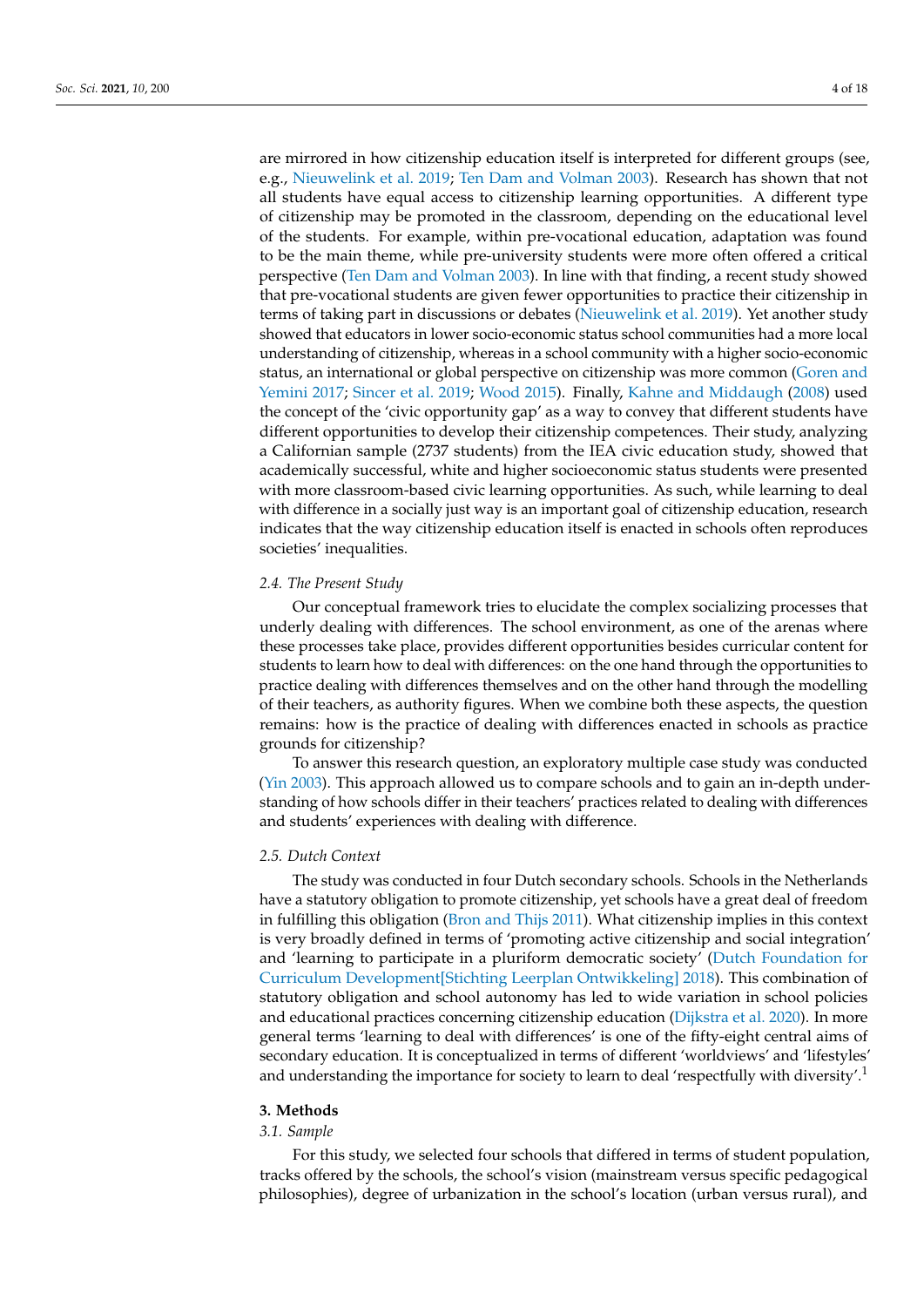are mirrored in how citizenship education itself is interpreted for different groups (see, e.g., Nieuwelink et al. 2019; Ten Dam and Volman 2003). Research has shown that not all students have equal access to citizenship learning opportunities. A different type of citizenship may be promoted in the classroom, depending on the educational level of the students. For example, within pre-vocational education, adaptation was found to be the main theme, while pre-university students were more often offered a critical perspective (Ten Dam and Volman 2003). In line with that finding, a recent study showed that pre-vocational students are given fewer opportunities to practice their citizenship in terms of taking part in discussions or debates (Nieuwelink et al. 2019). Yet another study showed that educators in lower socio-economic status school communities had a more local understanding of citizenship, whereas in a school community with a higher socio-economic status, an international or global perspective on citizenship was more common (Goren and Yemini 2017; Sincer et al. 2019; Wood 2015). Finally, Kahne and Middaugh (2008) used the concept of the 'civic opportunity gap' as a way to convey that different students have different opportunities to develop their citizenship competences. Their study, analyzing a Californian sample (2737 students) from the IEA civic education study, showed that academically successful, white and higher socioeconomic status students were presented with more classroom-based civic learning opportunities. As such, while learning to deal with difference in a socially just way is an important goal of citizenship education, research indicates that the way citizenship education itself is enacted in schools often reproduces societies' inequalities.

### 2.4. The Present Study

Our conceptual framework tries to elucidate the complex socializing processes that underly dealing with differences. The school environment, as one of the arenas where these processes take place, provides different opportunities besides curricular content for students to learn how to deal with differences: on the one hand through the opportunities to practice dealing with differences themselves and on the other hand through the modelling of their teachers, as authority figures. When we combine both these aspects, the question remains: how is the practice of dealing with differences enacted in schools as practice grounds for citizenship?

To answer this research question, an exploratory multiple case study was conducted (Yin 2003). This approach allowed us to compare schools and to gain an in-depth understanding of how schools differ in their teachers' practices related to dealing with differences and students' experiences with dealing with difference.

### 2.5. Dutch Context

The study was conducted in four Dutch secondary schools. Schools in the Netherlands have a statutory obligation to promote citizenship, yet schools have a great deal of freedom in fulfilling this obligation (Bron and Thijs 2011). What citizenship implies in this context is very broadly defined in terms of 'promoting active citizenship and social integration' and 'learning to participate in a pluriform democratic society' (Dutch Foundation for Curriculum Development[Stichting Leerplan Ontwikkeling] 2018). This combination of statutory obligation and school autonomy has led to wide variation in school policies and educational practices concerning citizenship education (Dijkstra et al. 2020). In more general terms 'learning to deal with differences' is one of the fifty-eight central aims of secondary education. It is conceptualized in terms of different 'worldviews' and 'lifestyles' and understanding the importance for society to learn to deal 'respectfully with diversity'.[1]

## 3. Methods

### 3.1. Sample

For this study, we selected four schools that differed in terms of student population, tracks offered by the schools, the school's vision (mainstream versus specific pedagogical philosophies), degree of urbanization in the school's location (urban versus rural), and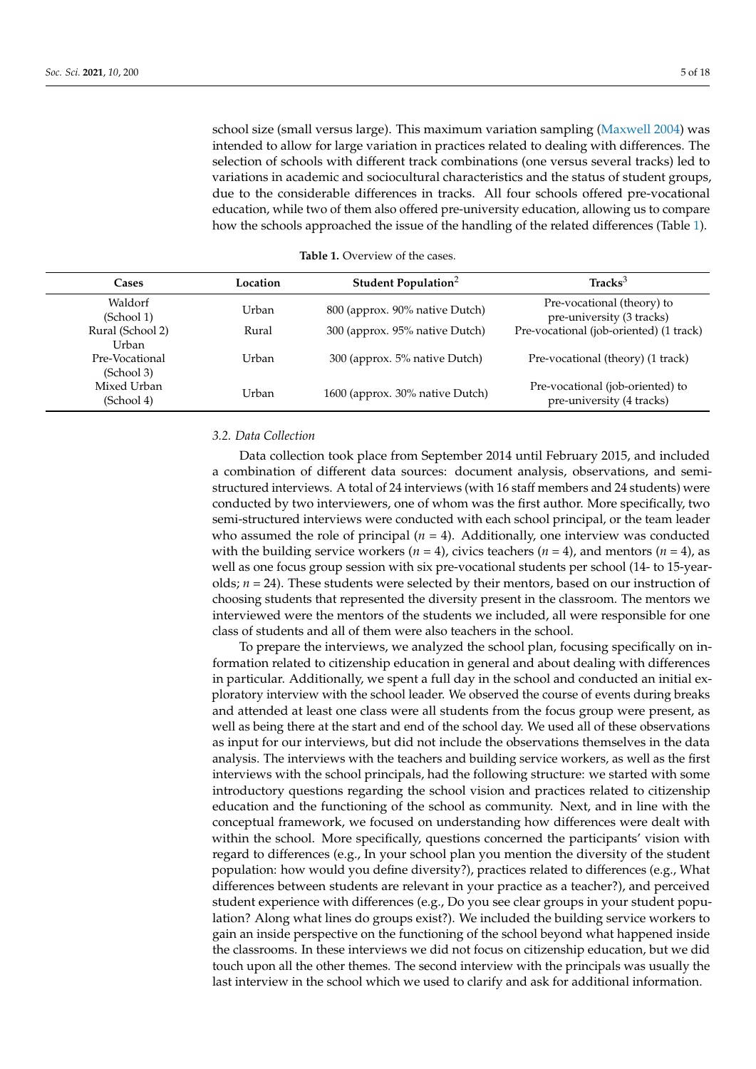school size (small versus large). This maximum variation sampling (Maxwell 2004) was intended to allow for large variation in practices related to dealing with differences. The selection of schools with different track combinations (one versus several tracks) led to variations in academic and sociocultural characteristics and the status of student groups, due to the considerable differences in tracks. All four schools offered pre-vocational education, while two of them also offered pre-university education, allowing us to compare how the schools approached the issue of the handling of the related differences (Table 1).

**Table 1.** Overview of the cases.

| Cases | Location | Student Population[2] | Tracks[3] |
|---|---|---|---|
| Waldorf (School 1) | Urban | 800 (approx. 90% native Dutch) | Pre-vocational (theory) to pre-university (3 tracks) |
| Rural (School 2) | Rural | 300 (approx. 95% native Dutch) | Pre-vocational (job-oriented) (1 track) |
| Urban Pre-Vocational (School 3) | Urban | 300 (approx. 5% native Dutch) | Pre-vocational (theory) (1 track) |
| Mixed Urban (School 4) | Urban | 1600 (approx. 30% native Dutch) | Pre-vocational (job-oriented) to pre-university (4 tracks) |

### 3.2. Data Collection

Data collection took place from September 2014 until February 2015, and included a combination of different data sources: document analysis, observations, and semi-structured interviews. A total of 24 interviews (with 16 staff members and 24 students) were conducted by two interviewers, one of whom was the first author. More specifically, two semi-structured interviews were conducted with each school principal, or the team leader who assumed the role of principal ($n$ = 4). Additionally, one interview was conducted with the building service workers ($n$ = 4), civics teachers ($n$ = 4), and mentors ($n$ = 4), as well as one focus group session with six pre-vocational students per school (14- to 15-year-olds; $n$ = 24). These students were selected by their mentors, based on our instruction of choosing students that represented the diversity present in the classroom. The mentors we interviewed were the mentors of the students we included, all were responsible for one class of students and all of them were also teachers in the school.

To prepare the interviews, we analyzed the school plan, focusing specifically on information related to citizenship education in general and about dealing with differences in particular. Additionally, we spent a full day in the school and conducted an initial exploratory interview with the school leader. We observed the course of events during breaks and attended at least one class were all students from the focus group were present, as well as being there at the start and end of the school day. We used all of these observations as input for our interviews, but did not include the observations themselves in the data analysis. The interviews with the teachers and building service workers, as well as the first interviews with the school principals, had the following structure: we started with some introductory questions regarding the school vision and practices related to citizenship education and the functioning of the school as community. Next, and in line with the conceptual framework, we focused on understanding how differences were dealt with within the school. More specifically, questions concerned the participants' vision with regard to differences (e.g., In your school plan you mention the diversity of the student population: how would you define diversity?), practices related to differences (e.g., What differences between students are relevant in your practice as a teacher?), and perceived student experience with differences (e.g., Do you see clear groups in your student population? Along what lines do groups exist?). We included the building service workers to gain an inside perspective on the functioning of the school beyond what happened inside the classrooms. In these interviews we did not focus on citizenship education, but we did touch upon all the other themes. The second interview with the principals was usually the last interview in the school which we used to clarify and ask for additional information.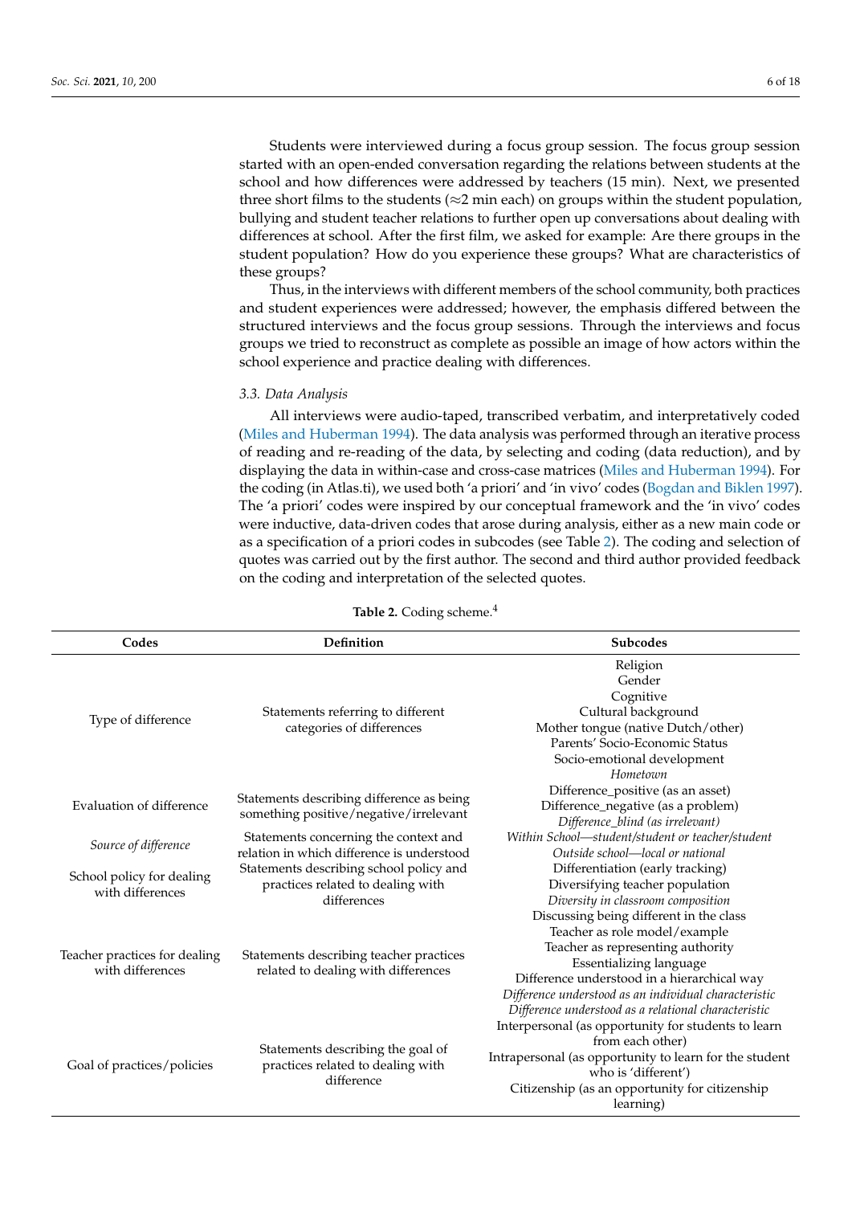Students were interviewed during a focus group session. The focus group session started with an open-ended conversation regarding the relations between students at the school and how differences were addressed by teachers (15 min). Next, we presented three short films to the students (≈2 min each) on groups within the student population, bullying and student teacher relations to further open up conversations about dealing with differences at school. After the first film, we asked for example: Are there groups in the student population? How do you experience these groups? What are characteristics of these groups?

Thus, in the interviews with different members of the school community, both practices and student experiences were addressed; however, the emphasis differed between the structured interviews and the focus group sessions. Through the interviews and focus groups we tried to reconstruct as complete as possible an image of how actors within the school experience and practice dealing with differences.

### 3.3. Data Analysis

All interviews were audio-taped, transcribed verbatim, and interpretatively coded (Miles and Huberman 1994). The data analysis was performed through an iterative process of reading and re-reading of the data, by selecting and coding (data reduction), and by displaying the data in within-case and cross-case matrices (Miles and Huberman 1994). For the coding (in Atlas.ti), we used both 'a priori' and 'in vivo' codes (Bogdan and Biklen 1997). The 'a priori' codes were inspired by our conceptual framework and the 'in vivo' codes were inductive, data-driven codes that arose during analysis, either as a new main code or as a specification of a priori codes in subcodes (see Table 2). The coding and selection of quotes was carried out by the first author. The second and third author provided feedback on the coding and interpretation of the selected quotes.

**Table 2.** Coding scheme.[4]

| Codes | Definition | Subcodes |
|---|---|---|
| Type of difference | Statements referring to different categories of differences | Religion<br>Gender<br>Cognitive<br>Cultural background<br>Mother tongue (native Dutch/other)<br>Parents' Socio-Economic Status<br>Socio-emotional development<br>*Hometown* |
| Evaluation of difference | Statements describing difference as being something positive/negative/irrelevant | Difference_positive (as an asset)<br>Difference_negative (as a problem)<br>*Difference_blind (as irrelevant)* |
| *Source of difference* | Statements concerning the context and relation in which difference is understood | *Within School—student/student or teacher/student*<br>*Outside school—local or national* |
| School policy for dealing with differences | Statements describing school policy and practices related to dealing with differences | Differentiation (early tracking)<br>Diversifying teacher population<br>*Diversity in classroom composition* |
| Teacher practices for dealing with differences | Statements describing teacher practices related to dealing with differences | Discussing being different in the class<br>Teacher as role model/example<br>Teacher as representing authority<br>Essentializing language<br>Difference understood in a hierarchical way<br>*Difference understood as an individual characteristic*<br>*Difference understood as a relational characteristic* |
| Goal of practices/policies | Statements describing the goal of practices related to dealing with difference | Interpersonal (as opportunity for students to learn from each other)<br>Intrapersonal (as opportunity to learn for the student who is 'different')<br>Citizenship (as an opportunity for citizenship learning) |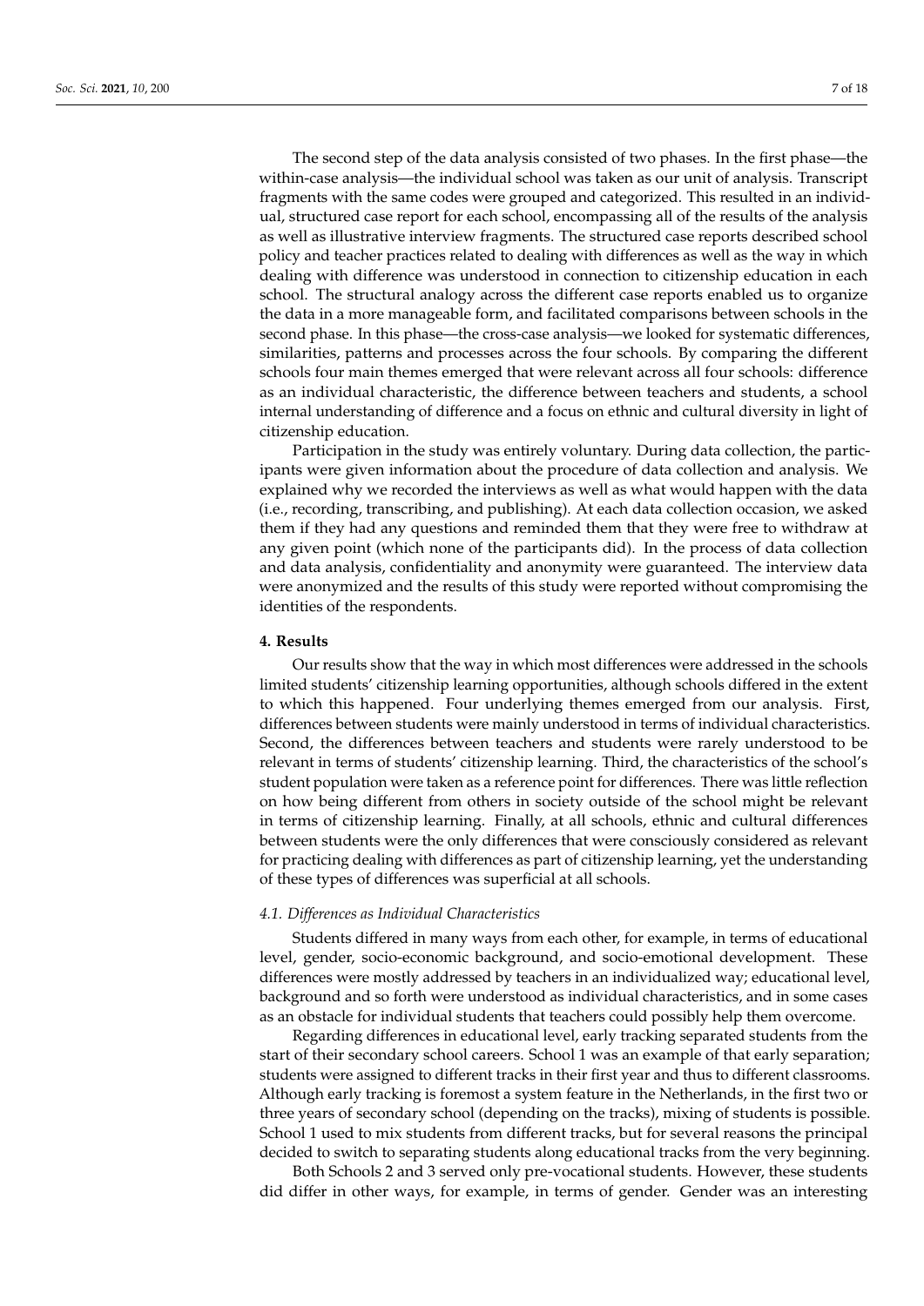The second step of the data analysis consisted of two phases. In the first phase—the within-case analysis—the individual school was taken as our unit of analysis. Transcript fragments with the same codes were grouped and categorized. This resulted in an individual, structured case report for each school, encompassing all of the results of the analysis as well as illustrative interview fragments. The structured case reports described school policy and teacher practices related to dealing with differences as well as the way in which dealing with difference was understood in connection to citizenship education in each school. The structural analogy across the different case reports enabled us to organize the data in a more manageable form, and facilitated comparisons between schools in the second phase. In this phase—the cross-case analysis—we looked for systematic differences, similarities, patterns and processes across the four schools. By comparing the different schools four main themes emerged that were relevant across all four schools: difference as an individual characteristic, the difference between teachers and students, a school internal understanding of difference and a focus on ethnic and cultural diversity in light of citizenship education.

Participation in the study was entirely voluntary. During data collection, the participants were given information about the procedure of data collection and analysis. We explained why we recorded the interviews as well as what would happen with the data (i.e., recording, transcribing, and publishing). At each data collection occasion, we asked them if they had any questions and reminded them that they were free to withdraw at any given point (which none of the participants did). In the process of data collection and data analysis, confidentiality and anonymity were guaranteed. The interview data were anonymized and the results of this study were reported without compromising the identities of the respondents.

## 4. Results

Our results show that the way in which most differences were addressed in the schools limited students' citizenship learning opportunities, although schools differed in the extent to which this happened. Four underlying themes emerged from our analysis. First, differences between students were mainly understood in terms of individual characteristics. Second, the differences between teachers and students were rarely understood to be relevant in terms of students' citizenship learning. Third, the characteristics of the school's student population were taken as a reference point for differences. There was little reflection on how being different from others in society outside of the school might be relevant in terms of citizenship learning. Finally, at all schools, ethnic and cultural differences between students were the only differences that were consciously considered as relevant for practicing dealing with differences as part of citizenship learning, yet the understanding of these types of differences was superficial at all schools.

### *4.1. Differences as Individual Characteristics*

Students differed in many ways from each other, for example, in terms of educational level, gender, socio-economic background, and socio-emotional development. These differences were mostly addressed by teachers in an individualized way; educational level, background and so forth were understood as individual characteristics, and in some cases as an obstacle for individual students that teachers could possibly help them overcome.

Regarding differences in educational level, early tracking separated students from the start of their secondary school careers. School 1 was an example of that early separation; students were assigned to different tracks in their first year and thus to different classrooms. Although early tracking is foremost a system feature in the Netherlands, in the first two or three years of secondary school (depending on the tracks), mixing of students is possible. School 1 used to mix students from different tracks, but for several reasons the principal decided to switch to separating students along educational tracks from the very beginning.

Both Schools 2 and 3 served only pre-vocational students. However, these students did differ in other ways, for example, in terms of gender. Gender was an interesting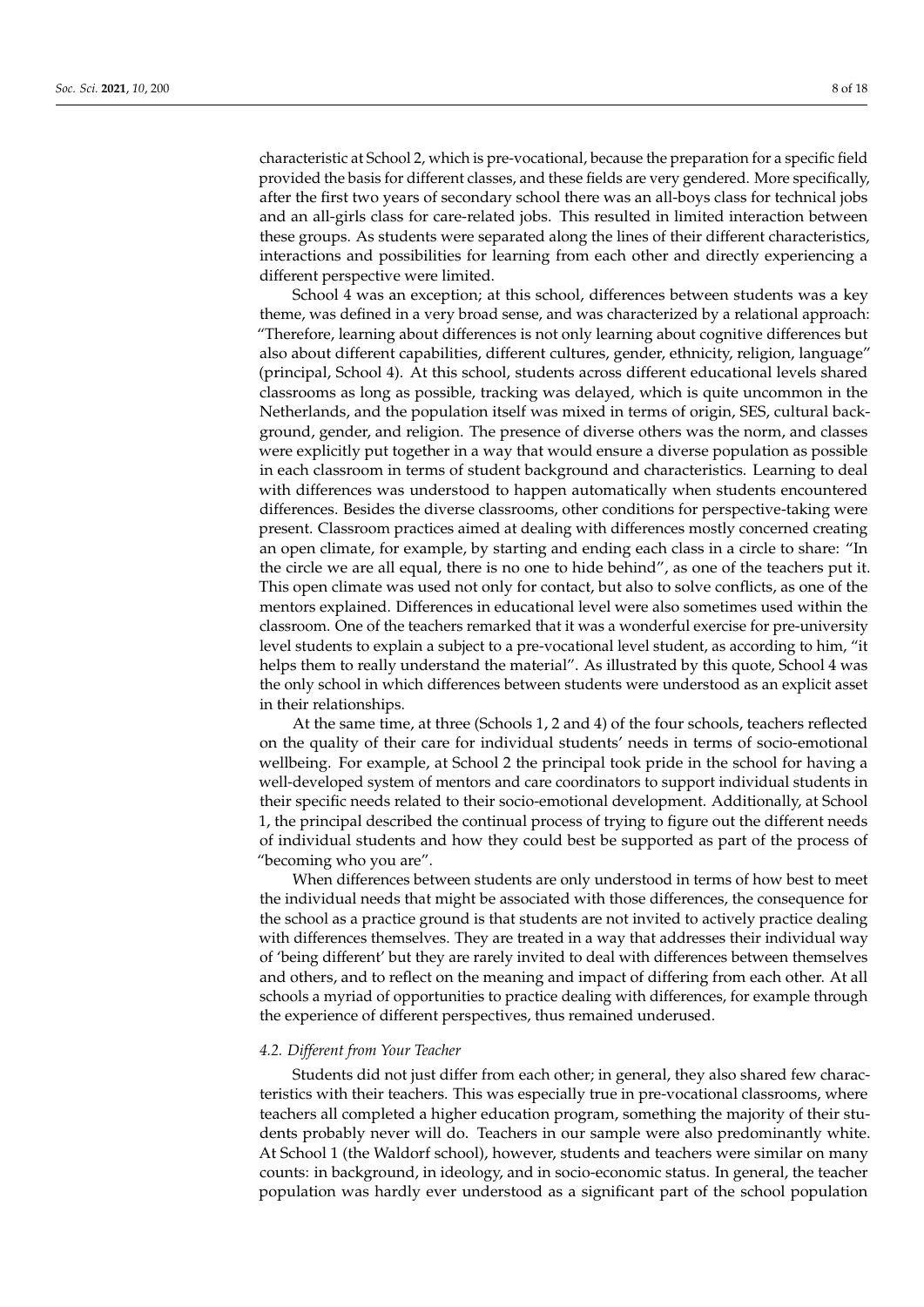characteristic at School 2, which is pre-vocational, because the preparation for a specific field provided the basis for different classes, and these fields are very gendered. More specifically, after the first two years of secondary school there was an all-boys class for technical jobs and an all-girls class for care-related jobs. This resulted in limited interaction between these groups. As students were separated along the lines of their different characteristics, interactions and possibilities for learning from each other and directly experiencing a different perspective were limited.

School 4 was an exception; at this school, differences between students was a key theme, was defined in a very broad sense, and was characterized by a relational approach: "Therefore, learning about differences is not only learning about cognitive differences but also about different capabilities, different cultures, gender, ethnicity, religion, language" (principal, School 4). At this school, students across different educational levels shared classrooms as long as possible, tracking was delayed, which is quite uncommon in the Netherlands, and the population itself was mixed in terms of origin, SES, cultural background, gender, and religion. The presence of diverse others was the norm, and classes were explicitly put together in a way that would ensure a diverse population as possible in each classroom in terms of student background and characteristics. Learning to deal with differences was understood to happen automatically when students encountered differences. Besides the diverse classrooms, other conditions for perspective-taking were present. Classroom practices aimed at dealing with differences mostly concerned creating an open climate, for example, by starting and ending each class in a circle to share: "In the circle we are all equal, there is no one to hide behind", as one of the teachers put it. This open climate was used not only for contact, but also to solve conflicts, as one of the mentors explained. Differences in educational level were also sometimes used within the classroom. One of the teachers remarked that it was a wonderful exercise for pre-university level students to explain a subject to a pre-vocational level student, as according to him, "it helps them to really understand the material". As illustrated by this quote, School 4 was the only school in which differences between students were understood as an explicit asset in their relationships.

At the same time, at three (Schools 1, 2 and 4) of the four schools, teachers reflected on the quality of their care for individual students' needs in terms of socio-emotional wellbeing. For example, at School 2 the principal took pride in the school for having a well-developed system of mentors and care coordinators to support individual students in their specific needs related to their socio-emotional development. Additionally, at School 1, the principal described the continual process of trying to figure out the different needs of individual students and how they could best be supported as part of the process of "becoming who you are".

When differences between students are only understood in terms of how best to meet the individual needs that might be associated with those differences, the consequence for the school as a practice ground is that students are not invited to actively practice dealing with differences themselves. They are treated in a way that addresses their individual way of 'being different' but they are rarely invited to deal with differences between themselves and others, and to reflect on the meaning and impact of differing from each other. At all schools a myriad of opportunities to practice dealing with differences, for example through the experience of different perspectives, thus remained underused.

### *4.2. Different from Your Teacher*

Students did not just differ from each other; in general, they also shared few characteristics with their teachers. This was especially true in pre-vocational classrooms, where teachers all completed a higher education program, something the majority of their students probably never will do. Teachers in our sample were also predominantly white. At School 1 (the Waldorf school), however, students and teachers were similar on many counts: in background, in ideology, and in socio-economic status. In general, the teacher population was hardly ever understood as a significant part of the school population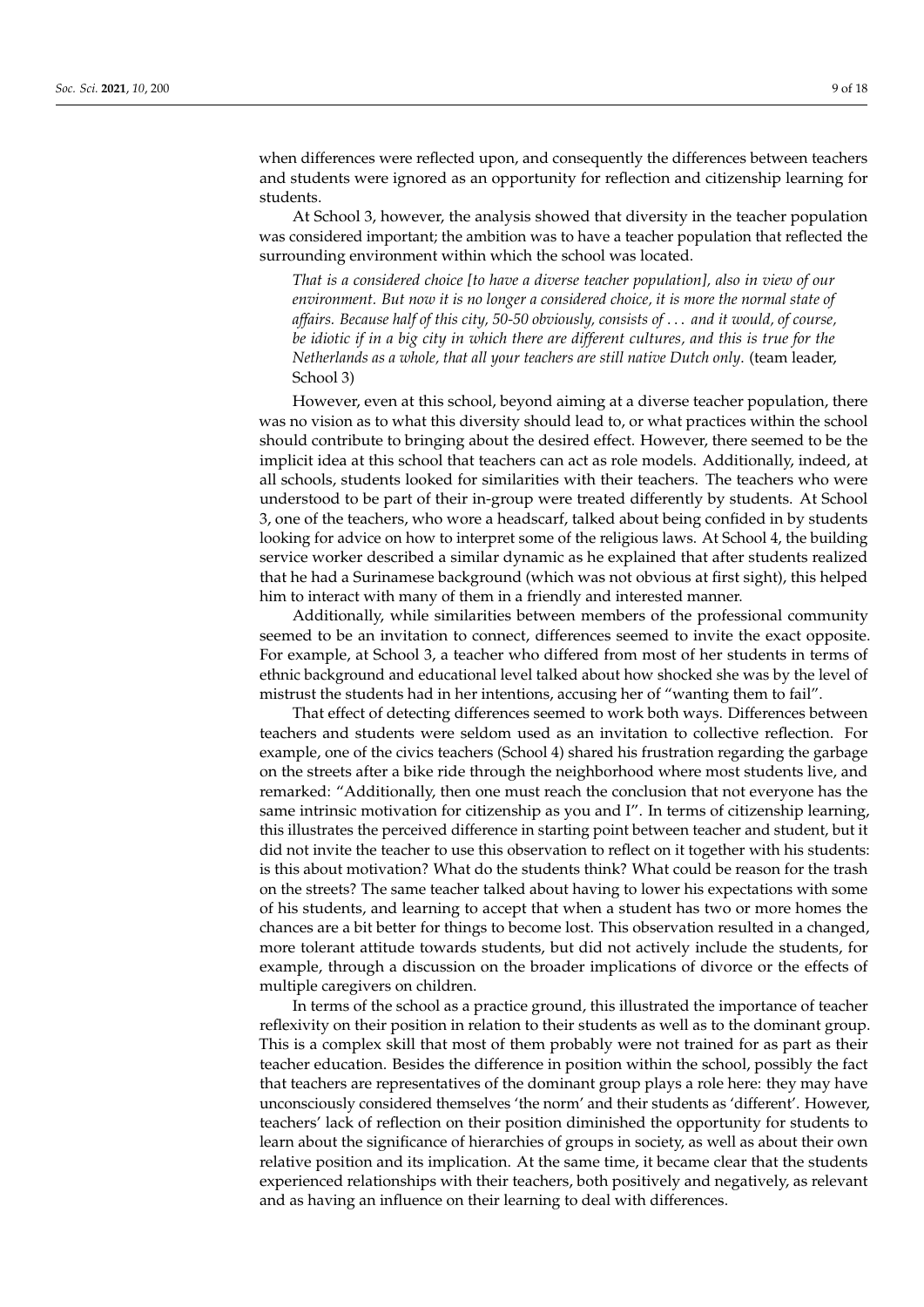when differences were reflected upon, and consequently the differences between teachers and students were ignored as an opportunity for reflection and citizenship learning for students.

At School 3, however, the analysis showed that diversity in the teacher population was considered important; the ambition was to have a teacher population that reflected the surrounding environment within which the school was located.

> *That is a considered choice [to have a diverse teacher population], also in view of our environment. But now it is no longer a considered choice, it is more the normal state of affairs. Because half of this city, 50-50 obviously, consists of . . . and it would, of course, be idiotic if in a big city in which there are different cultures, and this is true for the Netherlands as a whole, that all your teachers are still native Dutch only.* (team leader, School 3)

However, even at this school, beyond aiming at a diverse teacher population, there was no vision as to what this diversity should lead to, or what practices within the school should contribute to bringing about the desired effect. However, there seemed to be the implicit idea at this school that teachers can act as role models. Additionally, indeed, at all schools, students looked for similarities with their teachers. The teachers who were understood to be part of their in-group were treated differently by students. At School 3, one of the teachers, who wore a headscarf, talked about being confided in by students looking for advice on how to interpret some of the religious laws. At School 4, the building service worker described a similar dynamic as he explained that after students realized that he had a Surinamese background (which was not obvious at first sight), this helped him to interact with many of them in a friendly and interested manner.

Additionally, while similarities between members of the professional community seemed to be an invitation to connect, differences seemed to invite the exact opposite. For example, at School 3, a teacher who differed from most of her students in terms of ethnic background and educational level talked about how shocked she was by the level of mistrust the students had in her intentions, accusing her of "wanting them to fail".

That effect of detecting differences seemed to work both ways. Differences between teachers and students were seldom used as an invitation to collective reflection. For example, one of the civics teachers (School 4) shared his frustration regarding the garbage on the streets after a bike ride through the neighborhood where most students live, and remarked: "Additionally, then one must reach the conclusion that not everyone has the same intrinsic motivation for citizenship as you and I". In terms of citizenship learning, this illustrates the perceived difference in starting point between teacher and student, but it did not invite the teacher to use this observation to reflect on it together with his students: is this about motivation? What do the students think? What could be reason for the trash on the streets? The same teacher talked about having to lower his expectations with some of his students, and learning to accept that when a student has two or more homes the chances are a bit better for things to become lost. This observation resulted in a changed, more tolerant attitude towards students, but did not actively include the students, for example, through a discussion on the broader implications of divorce or the effects of multiple caregivers on children.

In terms of the school as a practice ground, this illustrated the importance of teacher reflexivity on their position in relation to their students as well as to the dominant group. This is a complex skill that most of them probably were not trained for as part as their teacher education. Besides the difference in position within the school, possibly the fact that teachers are representatives of the dominant group plays a role here: they may have unconsciously considered themselves 'the norm' and their students as 'different'. However, teachers' lack of reflection on their position diminished the opportunity for students to learn about the significance of hierarchies of groups in society, as well as about their own relative position and its implication. At the same time, it became clear that the students experienced relationships with their teachers, both positively and negatively, as relevant and as having an influence on their learning to deal with differences.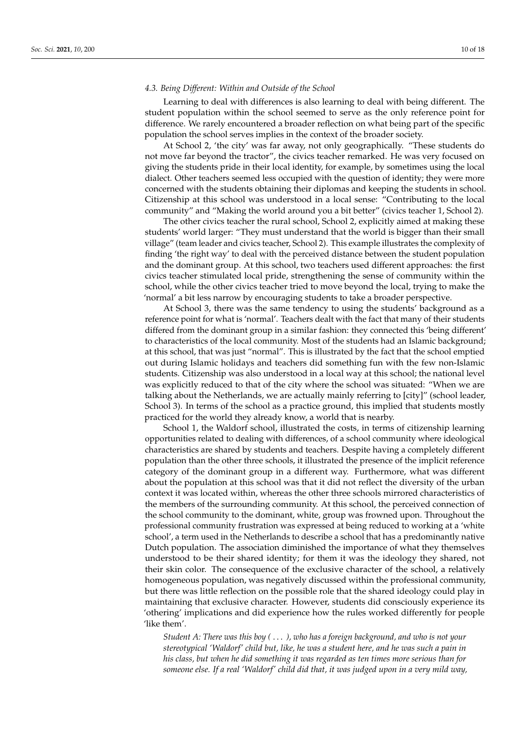### 4.3. Being Different: Within and Outside of the School

Learning to deal with differences is also learning to deal with being different. The student population within the school seemed to serve as the only reference point for difference. We rarely encountered a broader reflection on what being part of the specific population the school serves implies in the context of the broader society.

At School 2, 'the city' was far away, not only geographically. "These students do not move far beyond the tractor", the civics teacher remarked. He was very focused on giving the students pride in their local identity, for example, by sometimes using the local dialect. Other teachers seemed less occupied with the question of identity; they were more concerned with the students obtaining their diplomas and keeping the students in school. Citizenship at this school was understood in a local sense: "Contributing to the local community" and "Making the world around you a bit better" (civics teacher 1, School 2).

The other civics teacher the rural school, School 2, explicitly aimed at making these students' world larger: "They must understand that the world is bigger than their small village" (team leader and civics teacher, School 2). This example illustrates the complexity of finding 'the right way' to deal with the perceived distance between the student population and the dominant group. At this school, two teachers used different approaches: the first civics teacher stimulated local pride, strengthening the sense of community within the school, while the other civics teacher tried to move beyond the local, trying to make the 'normal' a bit less narrow by encouraging students to take a broader perspective.

At School 3, there was the same tendency to using the students' background as a reference point for what is 'normal'. Teachers dealt with the fact that many of their students differed from the dominant group in a similar fashion: they connected this 'being different' to characteristics of the local community. Most of the students had an Islamic background; at this school, that was just "normal". This is illustrated by the fact that the school emptied out during Islamic holidays and teachers did something fun with the few non-Islamic students. Citizenship was also understood in a local way at this school; the national level was explicitly reduced to that of the city where the school was situated: "When we are talking about the Netherlands, we are actually mainly referring to [city]" (school leader, School 3). In terms of the school as a practice ground, this implied that students mostly practiced for the world they already know, a world that is nearby.

School 1, the Waldorf school, illustrated the costs, in terms of citizenship learning opportunities related to dealing with differences, of a school community where ideological characteristics are shared by students and teachers. Despite having a completely different population than the other three schools, it illustrated the presence of the implicit reference category of the dominant group in a different way. Furthermore, what was different about the population at this school was that it did not reflect the diversity of the urban context it was located within, whereas the other three schools mirrored characteristics of the members of the surrounding community. At this school, the perceived connection of the school community to the dominant, white, group was frowned upon. Throughout the professional community frustration was expressed at being reduced to working at a 'white school', a term used in the Netherlands to describe a school that has a predominantly native Dutch population. The association diminished the importance of what they themselves understood to be their shared identity; for them it was the ideology they shared, not their skin color. The consequence of the exclusive character of the school, a relatively homogeneous population, was negatively discussed within the professional community, but there was little reflection on the possible role that the shared ideology could play in maintaining that exclusive character. However, students did consciously experience its 'othering' implications and did experience how the rules worked differently for people 'like them'.

> *Student A: There was this boy ( ... ), who has a foreign background, and who is not your stereotypical 'Waldorf' child but, like, he was a student here, and he was such a pain in his class, but when he did something it was regarded as ten times more serious than for someone else. If a real 'Waldorf' child did that, it was judged upon in a very mild way,*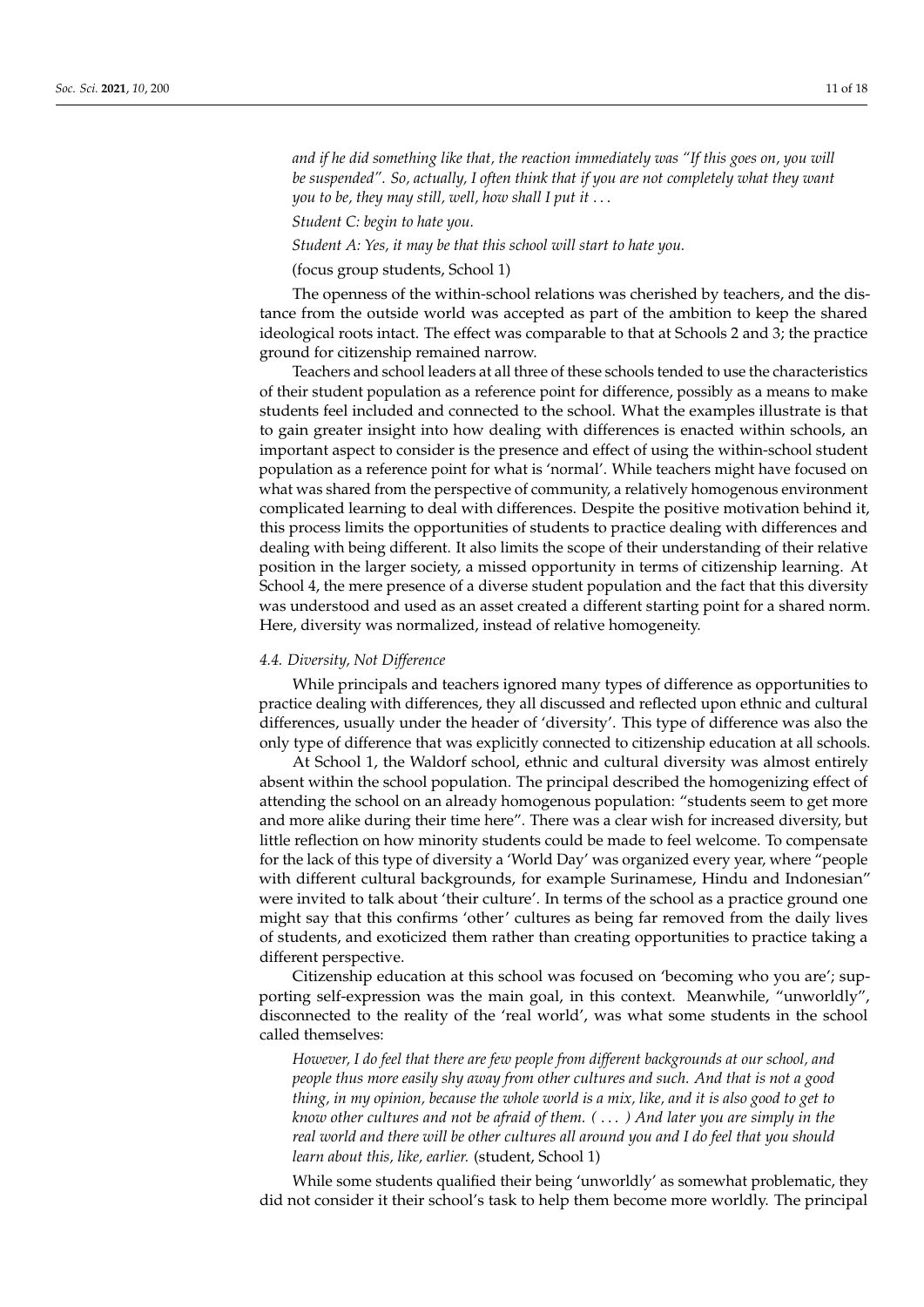*and if he did something like that, the reaction immediately was "If this goes on, you will be suspended". So, actually, I often think that if you are not completely what they want you to be, they may still, well, how shall I put it . . .*

*Student C: begin to hate you.*

*Student A: Yes, it may be that this school will start to hate you.*

(focus group students, School 1)

The openness of the within-school relations was cherished by teachers, and the distance from the outside world was accepted as part of the ambition to keep the shared ideological roots intact. The effect was comparable to that at Schools 2 and 3; the practice ground for citizenship remained narrow.

Teachers and school leaders at all three of these schools tended to use the characteristics of their student population as a reference point for difference, possibly as a means to make students feel included and connected to the school. What the examples illustrate is that to gain greater insight into how dealing with differences is enacted within schools, an important aspect to consider is the presence and effect of using the within-school student population as a reference point for what is 'normal'. While teachers might have focused on what was shared from the perspective of community, a relatively homogenous environment complicated learning to deal with differences. Despite the positive motivation behind it, this process limits the opportunities of students to practice dealing with differences and dealing with being different. It also limits the scope of their understanding of their relative position in the larger society, a missed opportunity in terms of citizenship learning. At School 4, the mere presence of a diverse student population and the fact that this diversity was understood and used as an asset created a different starting point for a shared norm. Here, diversity was normalized, instead of relative homogeneity.

### *4.4. Diversity, Not Difference*

While principals and teachers ignored many types of difference as opportunities to practice dealing with differences, they all discussed and reflected upon ethnic and cultural differences, usually under the header of 'diversity'. This type of difference was also the only type of difference that was explicitly connected to citizenship education at all schools.

At School 1, the Waldorf school, ethnic and cultural diversity was almost entirely absent within the school population. The principal described the homogenizing effect of attending the school on an already homogenous population: "students seem to get more and more alike during their time here". There was a clear wish for increased diversity, but little reflection on how minority students could be made to feel welcome. To compensate for the lack of this type of diversity a 'World Day' was organized every year, where "people with different cultural backgrounds, for example Surinamese, Hindu and Indonesian" were invited to talk about 'their culture'. In terms of the school as a practice ground one might say that this confirms 'other' cultures as being far removed from the daily lives of students, and exoticized them rather than creating opportunities to practice taking a different perspective.

Citizenship education at this school was focused on 'becoming who you are'; supporting self-expression was the main goal, in this context. Meanwhile, "unworldly", disconnected to the reality of the 'real world', was what some students in the school called themselves:

*However, I do feel that there are few people from different backgrounds at our school, and people thus more easily shy away from other cultures and such. And that is not a good thing, in my opinion, because the whole world is a mix, like, and it is also good to get to know other cultures and not be afraid of them. ( . . . ) And later you are simply in the real world and there will be other cultures all around you and I do feel that you should learn about this, like, earlier.* (student, School 1)

While some students qualified their being 'unworldly' as somewhat problematic, they did not consider it their school's task to help them become more worldly. The principal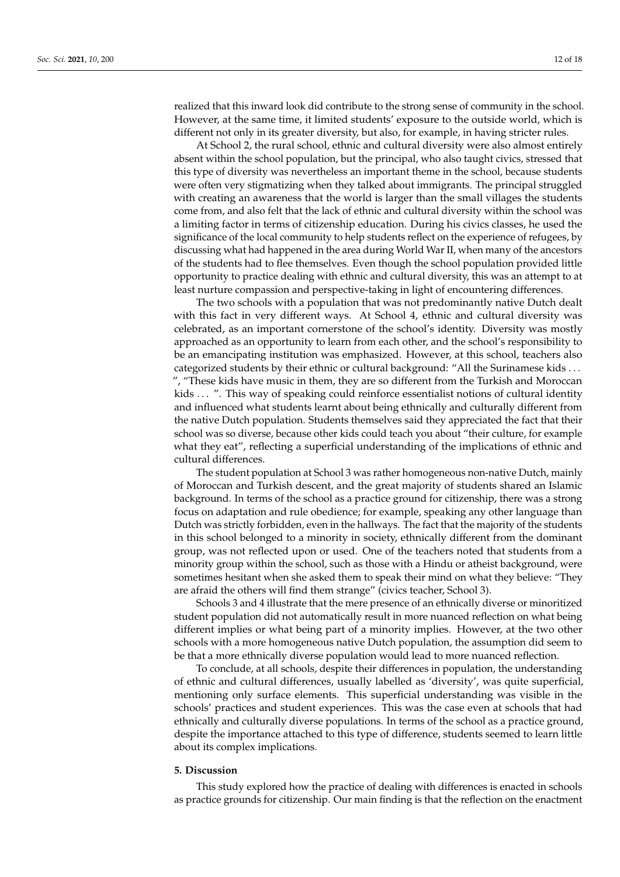realized that this inward look did contribute to the strong sense of community in the school. However, at the same time, it limited students' exposure to the outside world, which is different not only in its greater diversity, but also, for example, in having stricter rules.

At School 2, the rural school, ethnic and cultural diversity were also almost entirely absent within the school population, but the principal, who also taught civics, stressed that this type of diversity was nevertheless an important theme in the school, because students were often very stigmatizing when they talked about immigrants. The principal struggled with creating an awareness that the world is larger than the small villages the students come from, and also felt that the lack of ethnic and cultural diversity within the school was a limiting factor in terms of citizenship education. During his civics classes, he used the significance of the local community to help students reflect on the experience of refugees, by discussing what had happened in the area during World War II, when many of the ancestors of the students had to flee themselves. Even though the school population provided little opportunity to practice dealing with ethnic and cultural diversity, this was an attempt to at least nurture compassion and perspective-taking in light of encountering differences.

The two schools with a population that was not predominantly native Dutch dealt with this fact in very different ways. At School 4, ethnic and cultural diversity was celebrated, as an important cornerstone of the school's identity. Diversity was mostly approached as an opportunity to learn from each other, and the school's responsibility to be an emancipating institution was emphasized. However, at this school, teachers also categorized students by their ethnic or cultural background: "All the Surinamese kids ... ", "These kids have music in them, they are so different from the Turkish and Moroccan kids ... ". This way of speaking could reinforce essentialist notions of cultural identity and influenced what students learnt about being ethnically and culturally different from the native Dutch population. Students themselves said they appreciated the fact that their school was so diverse, because other kids could teach you about "their culture, for example what they eat", reflecting a superficial understanding of the implications of ethnic and cultural differences.

The student population at School 3 was rather homogeneous non-native Dutch, mainly of Moroccan and Turkish descent, and the great majority of students shared an Islamic background. In terms of the school as a practice ground for citizenship, there was a strong focus on adaptation and rule obedience; for example, speaking any other language than Dutch was strictly forbidden, even in the hallways. The fact that the majority of the students in this school belonged to a minority in society, ethnically different from the dominant group, was not reflected upon or used. One of the teachers noted that students from a minority group within the school, such as those with a Hindu or atheist background, were sometimes hesitant when she asked them to speak their mind on what they believe: "They are afraid the others will find them strange" (civics teacher, School 3).

Schools 3 and 4 illustrate that the mere presence of an ethnically diverse or minoritized student population did not automatically result in more nuanced reflection on what being different implies or what being part of a minority implies. However, at the two other schools with a more homogeneous native Dutch population, the assumption did seem to be that a more ethnically diverse population would lead to more nuanced reflection.

To conclude, at all schools, despite their differences in population, the understanding of ethnic and cultural differences, usually labelled as 'diversity', was quite superficial, mentioning only surface elements. This superficial understanding was visible in the schools' practices and student experiences. This was the case even at schools that had ethnically and culturally diverse populations. In terms of the school as a practice ground, despite the importance attached to this type of difference, students seemed to learn little about its complex implications.

## 5. Discussion

This study explored how the practice of dealing with differences is enacted in schools as practice grounds for citizenship. Our main finding is that the reflection on the enactment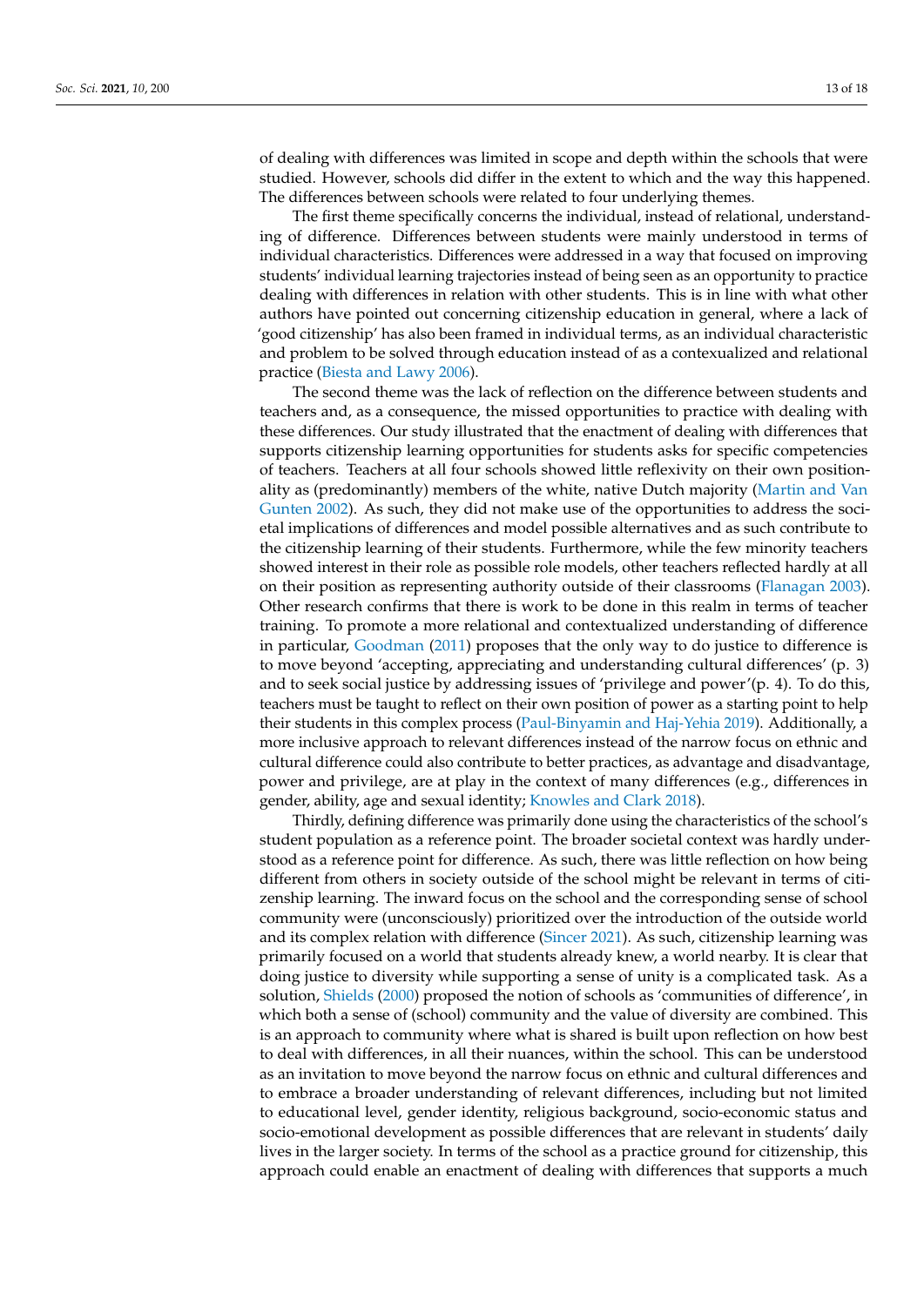of dealing with differences was limited in scope and depth within the schools that were studied. However, schools did differ in the extent to which and the way this happened. The differences between schools were related to four underlying themes.

The first theme specifically concerns the individual, instead of relational, understanding of difference. Differences between students were mainly understood in terms of individual characteristics. Differences were addressed in a way that focused on improving students' individual learning trajectories instead of being seen as an opportunity to practice dealing with differences in relation with other students. This is in line with what other authors have pointed out concerning citizenship education in general, where a lack of 'good citizenship' has also been framed in individual terms, as an individual characteristic and problem to be solved through education instead of as a contexualized and relational practice (Biesta and Lawy 2006).

The second theme was the lack of reflection on the difference between students and teachers and, as a consequence, the missed opportunities to practice with dealing with these differences. Our study illustrated that the enactment of dealing with differences that supports citizenship learning opportunities for students asks for specific competencies of teachers. Teachers at all four schools showed little reflexivity on their own positionality as (predominantly) members of the white, native Dutch majority (Martin and Van Gunten 2002). As such, they did not make use of the opportunities to address the societal implications of differences and model possible alternatives and as such contribute to the citizenship learning of their students. Furthermore, while the few minority teachers showed interest in their role as possible role models, other teachers reflected hardly at all on their position as representing authority outside of their classrooms (Flanagan 2003). Other research confirms that there is work to be done in this realm in terms of teacher training. To promote a more relational and contextualized understanding of difference in particular, Goodman (2011) proposes that the only way to do justice to difference is to move beyond 'accepting, appreciating and understanding cultural differences' (p. 3) and to seek social justice by addressing issues of 'privilege and power'(p. 4). To do this, teachers must be taught to reflect on their own position of power as a starting point to help their students in this complex process (Paul-Binyamin and Haj-Yehia 2019). Additionally, a more inclusive approach to relevant differences instead of the narrow focus on ethnic and cultural difference could also contribute to better practices, as advantage and disadvantage, power and privilege, are at play in the context of many differences (e.g., differences in gender, ability, age and sexual identity; Knowles and Clark 2018).

Thirdly, defining difference was primarily done using the characteristics of the school's student population as a reference point. The broader societal context was hardly understood as a reference point for difference. As such, there was little reflection on how being different from others in society outside of the school might be relevant in terms of citizenship learning. The inward focus on the school and the corresponding sense of school community were (unconsciously) prioritized over the introduction of the outside world and its complex relation with difference (Sincer 2021). As such, citizenship learning was primarily focused on a world that students already knew, a world nearby. It is clear that doing justice to diversity while supporting a sense of unity is a complicated task. As a solution, Shields (2000) proposed the notion of schools as 'communities of difference', in which both a sense of (school) community and the value of diversity are combined. This is an approach to community where what is shared is built upon reflection on how best to deal with differences, in all their nuances, within the school. This can be understood as an invitation to move beyond the narrow focus on ethnic and cultural differences and to embrace a broader understanding of relevant differences, including but not limited to educational level, gender identity, religious background, socio-economic status and socio-emotional development as possible differences that are relevant in students' daily lives in the larger society. In terms of the school as a practice ground for citizenship, this approach could enable an enactment of dealing with differences that supports a much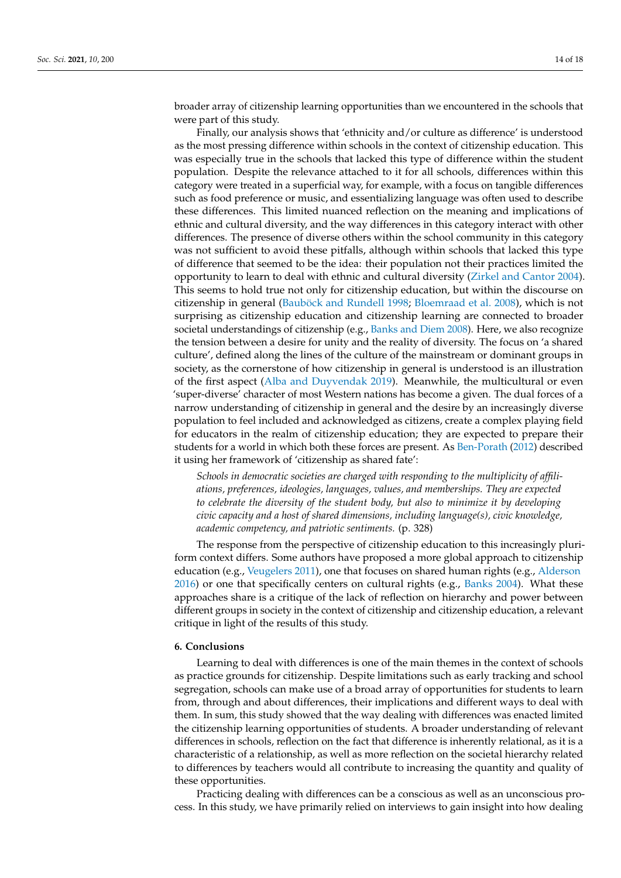broader array of citizenship learning opportunities than we encountered in the schools that were part of this study.

Finally, our analysis shows that 'ethnicity and/or culture as difference' is understood as the most pressing difference within schools in the context of citizenship education. This was especially true in the schools that lacked this type of difference within the student population. Despite the relevance attached to it for all schools, differences within this category were treated in a superficial way, for example, with a focus on tangible differences such as food preference or music, and essentializing language was often used to describe these differences. This limited nuanced reflection on the meaning and implications of ethnic and cultural diversity, and the way differences in this category interact with other differences. The presence of diverse others within the school community in this category was not sufficient to avoid these pitfalls, although within schools that lacked this type of difference that seemed to be the idea: their population not their practices limited the opportunity to learn to deal with ethnic and cultural diversity (Zirkel and Cantor 2004). This seems to hold true not only for citizenship education, but within the discourse on citizenship in general (Bauböck and Rundell 1998; Bloemraad et al. 2008), which is not surprising as citizenship education and citizenship learning are connected to broader societal understandings of citizenship (e.g., Banks and Diem 2008). Here, we also recognize the tension between a desire for unity and the reality of diversity. The focus on 'a shared culture', defined along the lines of the culture of the mainstream or dominant groups in society, as the cornerstone of how citizenship in general is understood is an illustration of the first aspect (Alba and Duyvendak 2019). Meanwhile, the multicultural or even 'super-diverse' character of most Western nations has become a given. The dual forces of a narrow understanding of citizenship in general and the desire by an increasingly diverse population to feel included and acknowledged as citizens, create a complex playing field for educators in the realm of citizenship education; they are expected to prepare their students for a world in which both these forces are present. As Ben-Porath (2012) described it using her framework of 'citizenship as shared fate':

> *Schools in democratic societies are charged with responding to the multiplicity of affiliations, preferences, ideologies, languages, values, and memberships. They are expected to celebrate the diversity of the student body, but also to minimize it by developing civic capacity and a host of shared dimensions, including language(s), civic knowledge, academic competency, and patriotic sentiments.* (p. 328)

The response from the perspective of citizenship education to this increasingly pluriform context differs. Some authors have proposed a more global approach to citizenship education (e.g., Veugelers 2011), one that focuses on shared human rights (e.g., Alderson 2016) or one that specifically centers on cultural rights (e.g., Banks 2004). What these approaches share is a critique of the lack of reflection on hierarchy and power between different groups in society in the context of citizenship and citizenship education, a relevant critique in light of the results of this study.

## 6. Conclusions

Learning to deal with differences is one of the main themes in the context of schools as practice grounds for citizenship. Despite limitations such as early tracking and school segregation, schools can make use of a broad array of opportunities for students to learn from, through and about differences, their implications and different ways to deal with them. In sum, this study showed that the way dealing with differences was enacted limited the citizenship learning opportunities of students. A broader understanding of relevant differences in schools, reflection on the fact that difference is inherently relational, as it is a characteristic of a relationship, as well as more reflection on the societal hierarchy related to differences by teachers would all contribute to increasing the quantity and quality of these opportunities.

Practicing dealing with differences can be a conscious as well as an unconscious process. In this study, we have primarily relied on interviews to gain insight into how dealing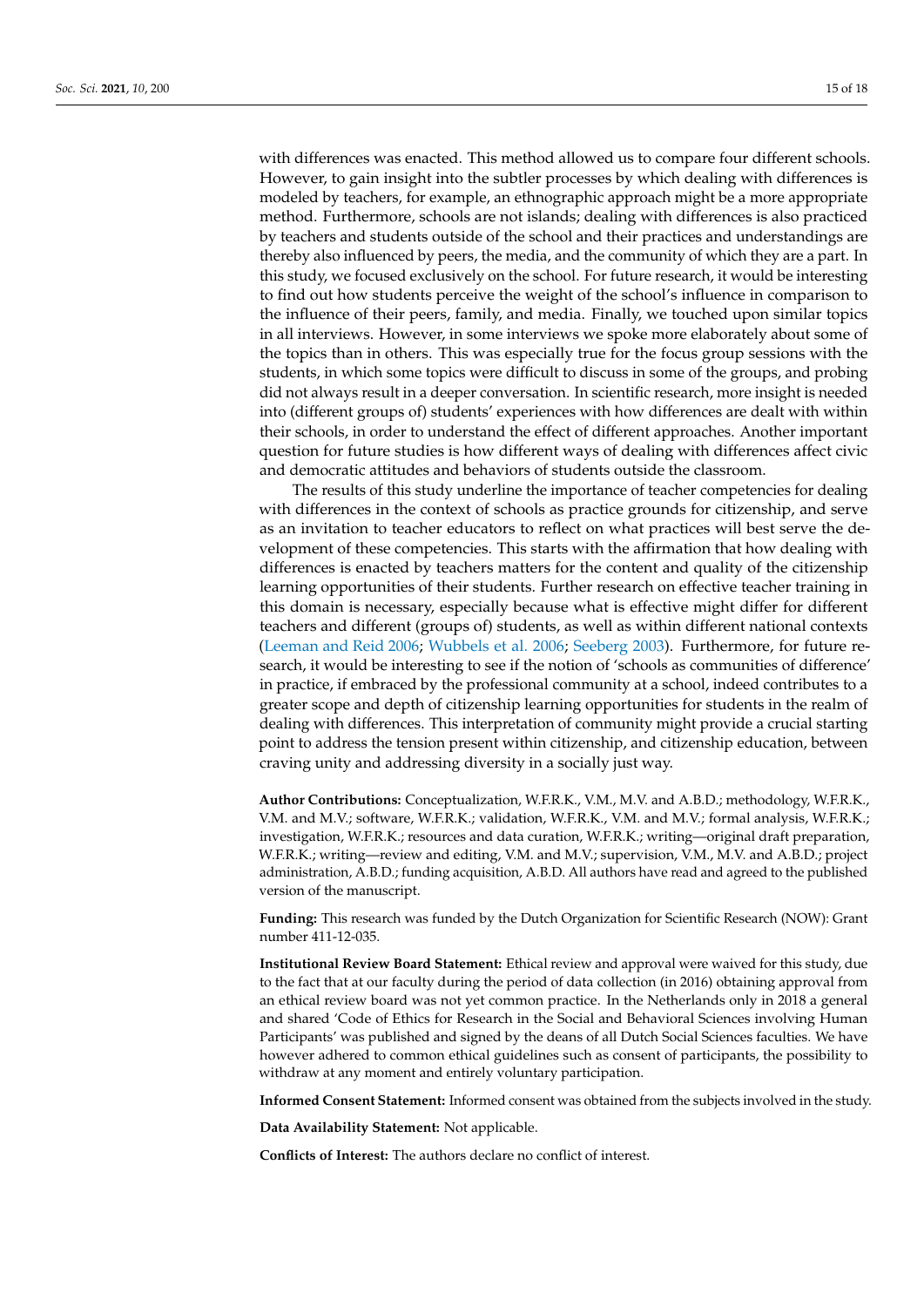with differences was enacted. This method allowed us to compare four different schools. However, to gain insight into the subtler processes by which dealing with differences is modeled by teachers, for example, an ethnographic approach might be a more appropriate method. Furthermore, schools are not islands; dealing with differences is also practiced by teachers and students outside of the school and their practices and understandings are thereby also influenced by peers, the media, and the community of which they are a part. In this study, we focused exclusively on the school. For future research, it would be interesting to find out how students perceive the weight of the school's influence in comparison to the influence of their peers, family, and media. Finally, we touched upon similar topics in all interviews. However, in some interviews we spoke more elaborately about some of the topics than in others. This was especially true for the focus group sessions with the students, in which some topics were difficult to discuss in some of the groups, and probing did not always result in a deeper conversation. In scientific research, more insight is needed into (different groups of) students' experiences with how differences are dealt with within their schools, in order to understand the effect of different approaches. Another important question for future studies is how different ways of dealing with differences affect civic and democratic attitudes and behaviors of students outside the classroom.

The results of this study underline the importance of teacher competencies for dealing with differences in the context of schools as practice grounds for citizenship, and serve as an invitation to teacher educators to reflect on what practices will best serve the development of these competencies. This starts with the affirmation that how dealing with differences is enacted by teachers matters for the content and quality of the citizenship learning opportunities of their students. Further research on effective teacher training in this domain is necessary, especially because what is effective might differ for different teachers and different (groups of) students, as well as within different national contexts (Leeman and Reid 2006; Wubbels et al. 2006; Seeberg 2003). Furthermore, for future research, it would be interesting to see if the notion of 'schools as communities of difference' in practice, if embraced by the professional community at a school, indeed contributes to a greater scope and depth of citizenship learning opportunities for students in the realm of dealing with differences. This interpretation of community might provide a crucial starting point to address the tension present within citizenship, and citizenship education, between craving unity and addressing diversity in a socially just way.

**Author Contributions:** Conceptualization, W.F.R.K., V.M., M.V. and A.B.D.; methodology, W.F.R.K., V.M. and M.V.; software, W.F.R.K.; validation, W.F.R.K., V.M. and M.V.; formal analysis, W.F.R.K.; investigation, W.F.R.K.; resources and data curation, W.F.R.K.; writing—original draft preparation, W.F.R.K.; writing—review and editing, V.M. and M.V.; supervision, V.M., M.V. and A.B.D.; project administration, A.B.D.; funding acquisition, A.B.D. All authors have read and agreed to the published version of the manuscript.

**Funding:** This research was funded by the Dutch Organization for Scientific Research (NOW): Grant number 411-12-035.

**Institutional Review Board Statement:** Ethical review and approval were waived for this study, due to the fact that at our faculty during the period of data collection (in 2016) obtaining approval from an ethical review board was not yet common practice. In the Netherlands only in 2018 a general and shared 'Code of Ethics for Research in the Social and Behavioral Sciences involving Human Participants' was published and signed by the deans of all Dutch Social Sciences faculties. We have however adhered to common ethical guidelines such as consent of participants, the possibility to withdraw at any moment and entirely voluntary participation.

**Informed Consent Statement:** Informed consent was obtained from the subjects involved in the study.

**Data Availability Statement:** Not applicable.

**Conflicts of Interest:** The authors declare no conflict of interest.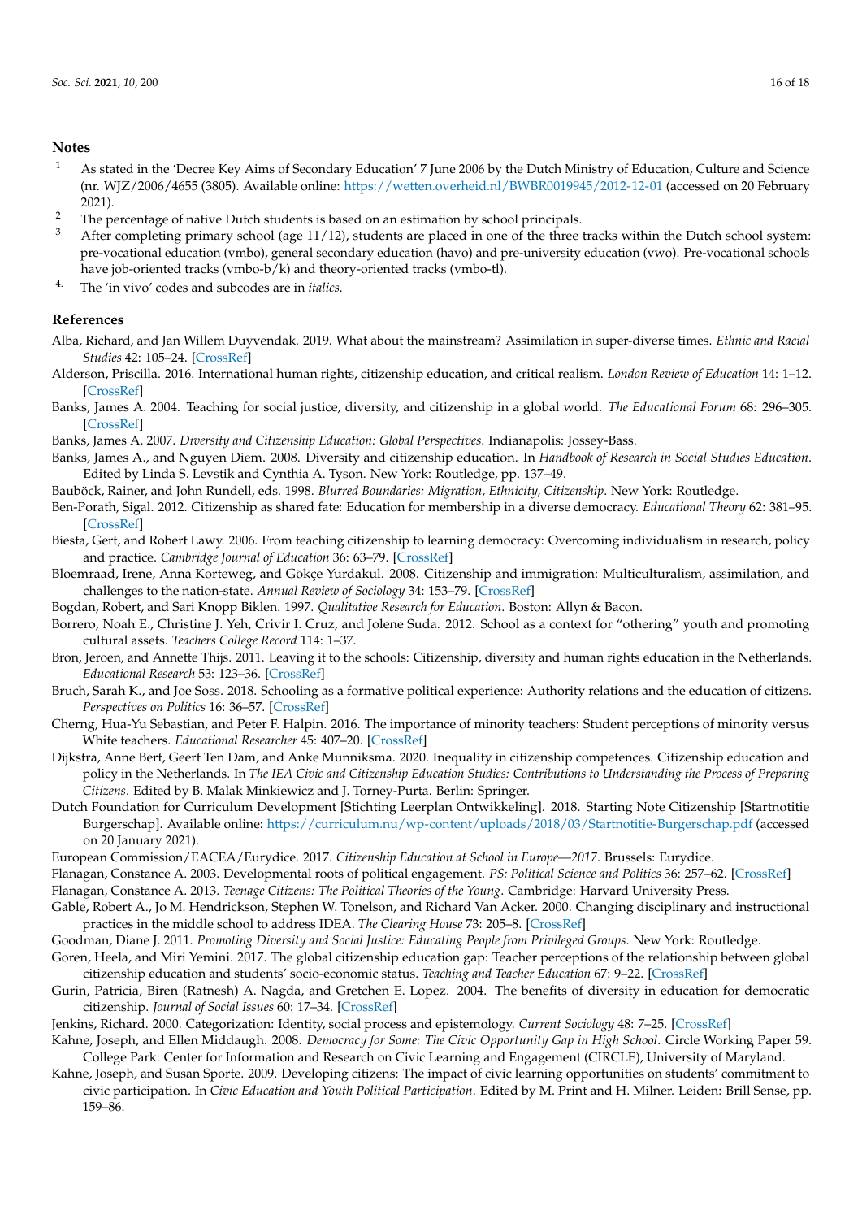## Notes

1. As stated in the 'Decree Key Aims of Secondary Education' 7 June 2006 by the Dutch Ministry of Education, Culture and Science (nr. WJZ/2006/4655 (3805). Available online: https://wetten.overheid.nl/BWBR0019945/2012-12-01 (accessed on 20 February 2021).
2. The percentage of native Dutch students is based on an estimation by school principals.
3. After completing primary school (age 11/12), students are placed in one of the three tracks within the Dutch school system: pre-vocational education (vmbo), general secondary education (havo) and pre-university education (vwo). Pre-vocational schools have job-oriented tracks (vmbo-b/k) and theory-oriented tracks (vmbo-tl).
4. The 'in vivo' codes and subcodes are in *italics*.

## References

Alba, Richard, and Jan Willem Duyvendak. 2019. What about the mainstream? Assimilation in super-diverse times. *Ethnic and Racial Studies* 42: 105–24. [CrossRef]

Alderson, Priscilla. 2016. International human rights, citizenship education, and critical realism. *London Review of Education* 14: 1–12. [CrossRef]

Banks, James A. 2004. Teaching for social justice, diversity, and citizenship in a global world. *The Educational Forum* 68: 296–305. [CrossRef]

Banks, James A. 2007. *Diversity and Citizenship Education: Global Perspectives*. Indianapolis: Jossey-Bass.

Banks, James A., and Nguyen Diem. 2008. Diversity and citizenship education. In *Handbook of Research in Social Studies Education*. Edited by Linda S. Levstik and Cynthia A. Tyson. New York: Routledge, pp. 137–49.

Bauböck, Rainer, and John Rundell, eds. 1998. *Blurred Boundaries: Migration, Ethnicity, Citizenship*. New York: Routledge.

Ben-Porath, Sigal. 2012. Citizenship as shared fate: Education for membership in a diverse democracy. *Educational Theory* 62: 381–95. [CrossRef]

Biesta, Gert, and Robert Lawy. 2006. From teaching citizenship to learning democracy: Overcoming individualism in research, policy and practice. *Cambridge Journal of Education* 36: 63–79. [CrossRef]

Bloemraad, Irene, Anna Korteweg, and Gökçe Yurdakul. 2008. Citizenship and immigration: Multiculturalism, assimilation, and challenges to the nation-state. *Annual Review of Sociology* 34: 153–79. [CrossRef]

Bogdan, Robert, and Sari Knopp Biklen. 1997. *Qualitative Research for Education*. Boston: Allyn & Bacon.

Borrero, Noah E., Christine J. Yeh, Crivir I. Cruz, and Jolene Suda. 2012. School as a context for "othering" youth and promoting cultural assets. *Teachers College Record* 114: 1–37.

Bron, Jeroen, and Annette Thijs. 2011. Leaving it to the schools: Citizenship, diversity and human rights education in the Netherlands. *Educational Research* 53: 123–36. [CrossRef]

Bruch, Sarah K., and Joe Soss. 2018. Schooling as a formative political experience: Authority relations and the education of citizens. *Perspectives on Politics* 16: 36–57. [CrossRef]

Cherng, Hua-Yu Sebastian, and Peter F. Halpin. 2016. The importance of minority teachers: Student perceptions of minority versus White teachers. *Educational Researcher* 45: 407–20. [CrossRef]

Dijkstra, Anne Bert, Geert Ten Dam, and Anke Munniksma. 2020. Inequality in citizenship competences. Citizenship education and policy in the Netherlands. In *The IEA Civic and Citizenship Education Studies: Contributions to Understanding the Process of Preparing Citizens*. Edited by B. Malak Minkiewicz and J. Torney-Purta. Berlin: Springer.

Dutch Foundation for Curriculum Development [Stichting Leerplan Ontwikkeling]. 2018. Starting Note Citizenship [Startnotitie Burgerschap]. Available online: https://curriculum.nu/wp-content/uploads/2018/03/Startnotitie-Burgerschap.pdf (accessed on 20 January 2021).

European Commission/EACEA/Eurydice. 2017. *Citizenship Education at School in Europe—2017*. Brussels: Eurydice.

Flanagan, Constance A. 2003. Developmental roots of political engagement. *PS: Political Science and Politics* 36: 257–62. [CrossRef]

Flanagan, Constance A. 2013. *Teenage Citizens: The Political Theories of the Young*. Cambridge: Harvard University Press.

Gable, Robert A., Jo M. Hendrickson, Stephen W. Tonelson, and Richard Van Acker. 2000. Changing disciplinary and instructional practices in the middle school to address IDEA. *The Clearing House* 73: 205–8. [CrossRef]

Goodman, Diane J. 2011. *Promoting Diversity and Social Justice: Educating People from Privileged Groups*. New York: Routledge.

Goren, Heela, and Miri Yemini. 2017. The global citizenship education gap: Teacher perceptions of the relationship between global citizenship education and students' socio-economic status. *Teaching and Teacher Education* 67: 9–22. [CrossRef]

Gurin, Patricia, Biren (Ratnesh) A. Nagda, and Gretchen E. Lopez. 2004. The benefits of diversity in education for democratic citizenship. *Journal of Social Issues* 60: 17–34. [CrossRef]

Jenkins, Richard. 2000. Categorization: Identity, social process and epistemology. *Current Sociology* 48: 7–25. [CrossRef]

Kahne, Joseph, and Ellen Middaugh. 2008. *Democracy for Some: The Civic Opportunity Gap in High School*. Circle Working Paper 59. College Park: Center for Information and Research on Civic Learning and Engagement (CIRCLE), University of Maryland.

Kahne, Joseph, and Susan Sporte. 2009. Developing citizens: The impact of civic learning opportunities on students' commitment to civic participation. In *Civic Education and Youth Political Participation*. Edited by M. Print and H. Milner. Leiden: Brill Sense, pp. 159–86.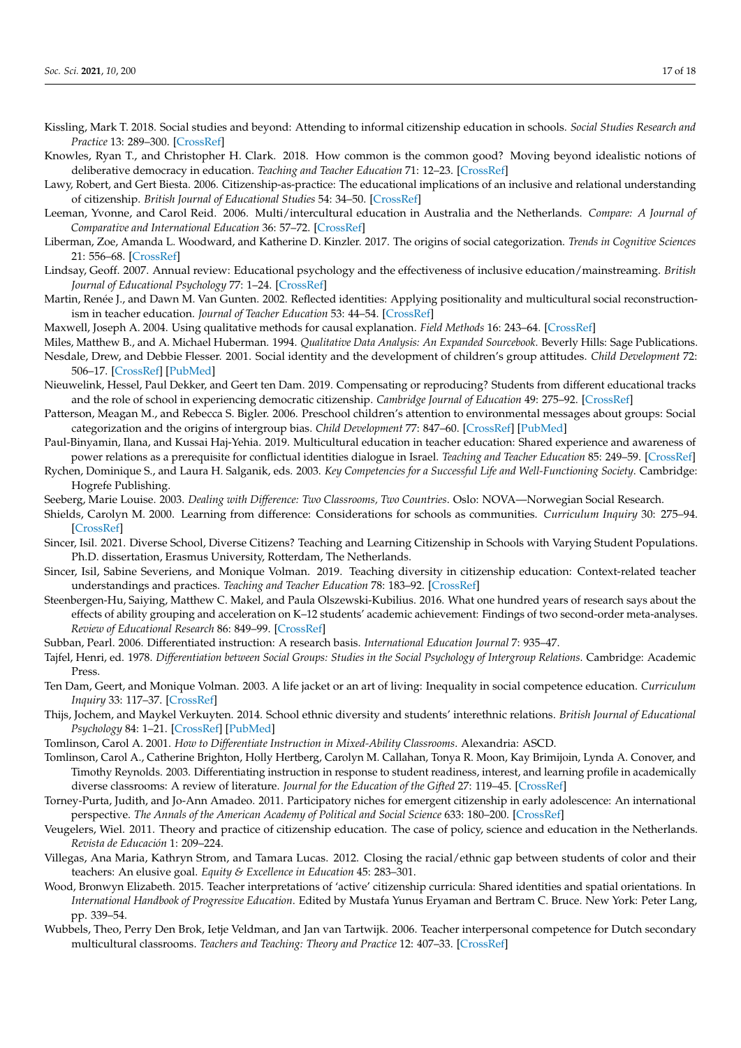Kissling, Mark T. 2018. Social studies and beyond: Attending to informal citizenship education in schools. *Social Studies Research and Practice* 13: 289–300. [CrossRef]

Knowles, Ryan T., and Christopher H. Clark. 2018. How common is the common good? Moving beyond idealistic notions of deliberative democracy in education. *Teaching and Teacher Education* 71: 12–23. [CrossRef]

Lawy, Robert, and Gert Biesta. 2006. Citizenship-as-practice: The educational implications of an inclusive and relational understanding of citizenship. *British Journal of Educational Studies* 54: 34–50. [CrossRef]

Leeman, Yvonne, and Carol Reid. 2006. Multi/intercultural education in Australia and the Netherlands. *Compare: A Journal of Comparative and International Education* 36: 57–72. [CrossRef]

Liberman, Zoe, Amanda L. Woodward, and Katherine D. Kinzler. 2017. The origins of social categorization. *Trends in Cognitive Sciences* 21: 556–68. [CrossRef]

Lindsay, Geoff. 2007. Annual review: Educational psychology and the effectiveness of inclusive education/mainstreaming. *British Journal of Educational Psychology* 77: 1–24. [CrossRef]

Martin, Renée J., and Dawn M. Van Gunten. 2002. Reflected identities: Applying positionality and multicultural social reconstructionism in teacher education. *Journal of Teacher Education* 53: 44–54. [CrossRef]

Maxwell, Joseph A. 2004. Using qualitative methods for causal explanation. *Field Methods* 16: 243–64. [CrossRef]

Miles, Matthew B., and A. Michael Huberman. 1994. *Qualitative Data Analysis: An Expanded Sourcebook*. Beverly Hills: Sage Publications.

Nesdale, Drew, and Debbie Flesser. 2001. Social identity and the development of children's group attitudes. *Child Development* 72: 506–17. [CrossRef] [PubMed]

Nieuwelink, Hessel, Paul Dekker, and Geert ten Dam. 2019. Compensating or reproducing? Students from different educational tracks and the role of school in experiencing democratic citizenship. *Cambridge Journal of Education* 49: 275–92. [CrossRef]

Patterson, Meagan M., and Rebecca S. Bigler. 2006. Preschool children's attention to environmental messages about groups: Social categorization and the origins of intergroup bias. *Child Development* 77: 847–60. [CrossRef] [PubMed]

Paul-Binyamin, Ilana, and Kussai Haj-Yehia. 2019. Multicultural education in teacher education: Shared experience and awareness of power relations as a prerequisite for conflictual identities dialogue in Israel. *Teaching and Teacher Education* 85: 249–59. [CrossRef]

Rychen, Dominique S., and Laura H. Salganik, eds. 2003. *Key Competencies for a Successful Life and Well-Functioning Society*. Cambridge: Hogrefe Publishing.

Seeberg, Marie Louise. 2003. *Dealing with Difference: Two Classrooms, Two Countries*. Oslo: NOVA—Norwegian Social Research.

Shields, Carolyn M. 2000. Learning from difference: Considerations for schools as communities. *Curriculum Inquiry* 30: 275–94. [CrossRef]

Sincer, Isil. 2021. Diverse School, Diverse Citizens? Teaching and Learning Citizenship in Schools with Varying Student Populations. Ph.D. dissertation, Erasmus University, Rotterdam, The Netherlands.

Sincer, Isil, Sabine Severiens, and Monique Volman. 2019. Teaching diversity in citizenship education: Context-related teacher understandings and practices. *Teaching and Teacher Education* 78: 183–92. [CrossRef]

Steenbergen-Hu, Saiying, Matthew C. Makel, and Paula Olszewski-Kubilius. 2016. What one hundred years of research says about the effects of ability grouping and acceleration on K–12 students' academic achievement: Findings of two second-order meta-analyses. *Review of Educational Research* 86: 849–99. [CrossRef]

Subban, Pearl. 2006. Differentiated instruction: A research basis. *International Education Journal* 7: 935–47.

Tajfel, Henri, ed. 1978. *Differentiation between Social Groups: Studies in the Social Psychology of Intergroup Relations*. Cambridge: Academic Press.

Ten Dam, Geert, and Monique Volman. 2003. A life jacket or an art of living: Inequality in social competence education. *Curriculum Inquiry* 33: 117–37. [CrossRef]

Thijs, Jochem, and Maykel Verkuyten. 2014. School ethnic diversity and students' interethnic relations. *British Journal of Educational Psychology* 84: 1–21. [CrossRef] [PubMed]

Tomlinson, Carol A. 2001. *How to Differentiate Instruction in Mixed-Ability Classrooms*. Alexandria: ASCD.

Tomlinson, Carol A., Catherine Brighton, Holly Hertberg, Carolyn M. Callahan, Tonya R. Moon, Kay Brimijoin, Lynda A. Conover, and Timothy Reynolds. 2003. Differentiating instruction in response to student readiness, interest, and learning profile in academically diverse classrooms: A review of literature. *Journal for the Education of the Gifted* 27: 119–45. [CrossRef]

Torney-Purta, Judith, and Jo-Ann Amadeo. 2011. Participatory niches for emergent citizenship in early adolescence: An international perspective. *The Annals of the American Academy of Political and Social Science* 633: 180–200. [CrossRef]

Veugelers, Wiel. 2011. Theory and practice of citizenship education. The case of policy, science and education in the Netherlands. *Revista de Educación* 1: 209–224.

Villegas, Ana Maria, Kathryn Strom, and Tamara Lucas. 2012. Closing the racial/ethnic gap between students of color and their teachers: An elusive goal. *Equity & Excellence in Education* 45: 283–301.

Wood, Bronwyn Elizabeth. 2015. Teacher interpretations of 'active' citizenship curricula: Shared identities and spatial orientations. In *International Handbook of Progressive Education*. Edited by Mustafa Yunus Eryaman and Bertram C. Bruce. New York: Peter Lang, pp. 339–54.

Wubbels, Theo, Perry Den Brok, Ietje Veldman, and Jan van Tartwijk. 2006. Teacher interpersonal competence for Dutch secondary multicultural classrooms. *Teachers and Teaching: Theory and Practice* 12: 407–33. [CrossRef]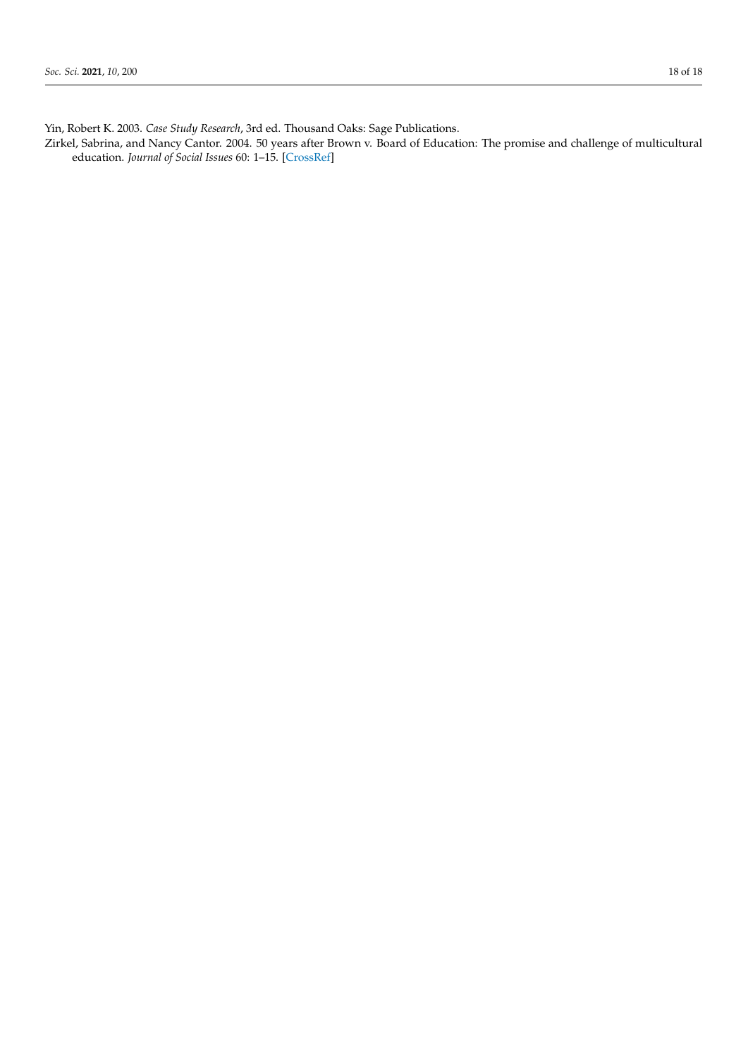Yin, Robert K. 2003. *Case Study Research*, 3rd ed. Thousand Oaks: Sage Publications.

Zirkel, Sabrina, and Nancy Cantor. 2004. 50 years after Brown v. Board of Education: The promise and challenge of multicultural education. *Journal of Social Issues* 60: 1–15. [CrossRef]